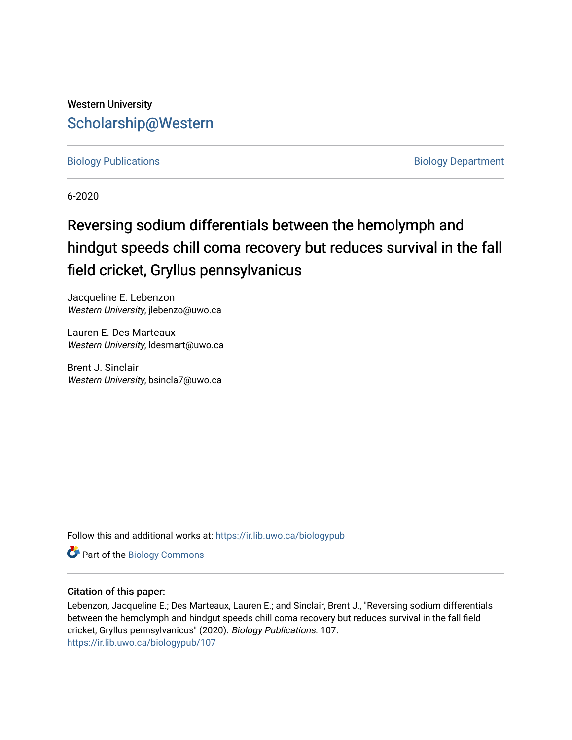Western University

# Scholarship@Western

Biology Publications | Biology Department

6-2020

# Reversing sodium differentials between the hemolymph and hindgut speeds chill coma recovery but reduces survival in the fall field cricket, Gryllus pennsylvanicus

Jacqueline E. Lebenzon
*Western University*, jlebenzo@uwo.ca

Lauren E. Des Marteaux
*Western University*, ldesmart@uwo.ca

Brent J. Sinclair
*Western University*, bsincla7@uwo.ca

Follow this and additional works at: https://ir.lib.uwo.ca/biologypub

Part of the Biology Commons

### Citation of this paper:

Lebenzon, Jacqueline E.; Des Marteaux, Lauren E.; and Sinclair, Brent J., "Reversing sodium differentials between the hemolymph and hindgut speeds chill coma recovery but reduces survival in the fall field cricket, Gryllus pennsylvanicus" (2020). *Biology Publications*. 107.
https://ir.lib.uwo.ca/biologypub/107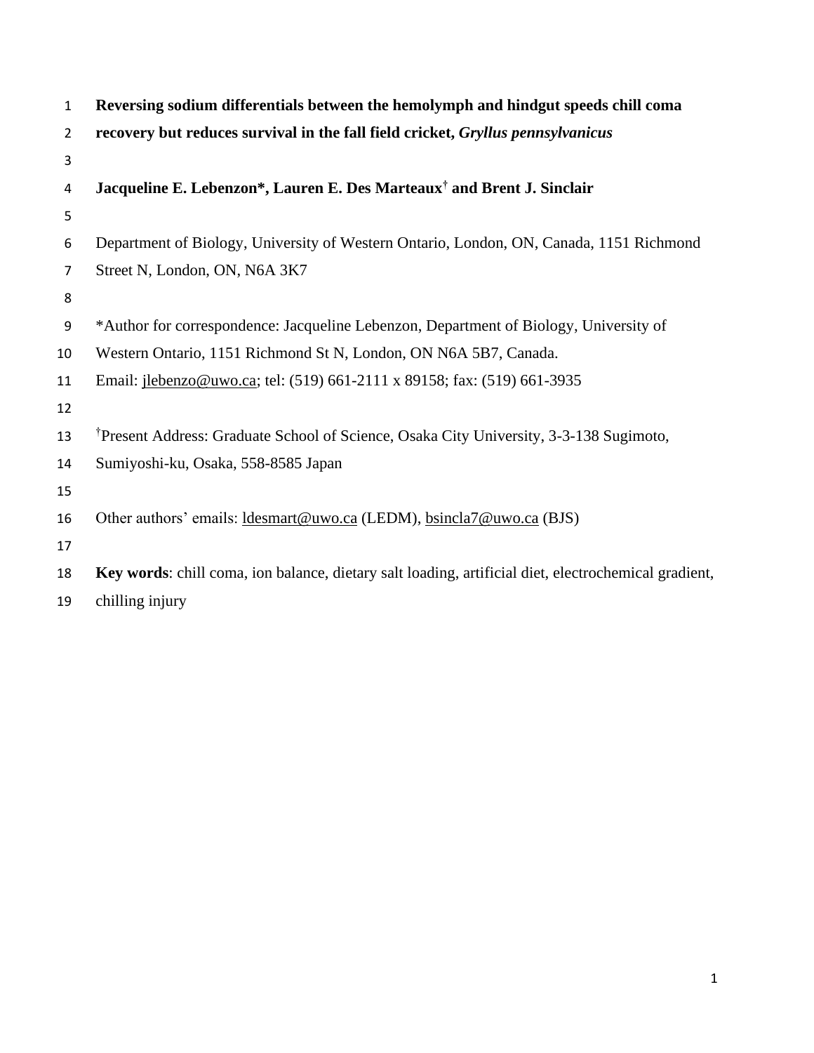# Reversing sodium differentials between the hemolymph and hindgut speeds chill coma recovery but reduces survival in the fall field cricket, *Gryllus pennsylvanicus*

**Jacqueline E. Lebenzon\*, Lauren E. Des Marteaux† and Brent J. Sinclair**

Department of Biology, University of Western Ontario, London, ON, Canada, 1151 Richmond Street N, London, ON, N6A 3K7

\*Author for correspondence: Jacqueline Lebenzon, Department of Biology, University of Western Ontario, 1151 Richmond St N, London, ON N6A 5B7, Canada.
Email: jlebenzo@uwo.ca; tel: (519) 661-2111 x 89158; fax: (519) 661-3935

†Present Address: Graduate School of Science, Osaka City University, 3-3-138 Sugimoto, Sumiyoshi-ku, Osaka, 558-8585 Japan

Other authors' emails: ldesmart@uwo.ca (LEDM), bsincla7@uwo.ca (BJS)

**Key words**: chill coma, ion balance, dietary salt loading, artificial diet, electrochemical gradient, chilling injury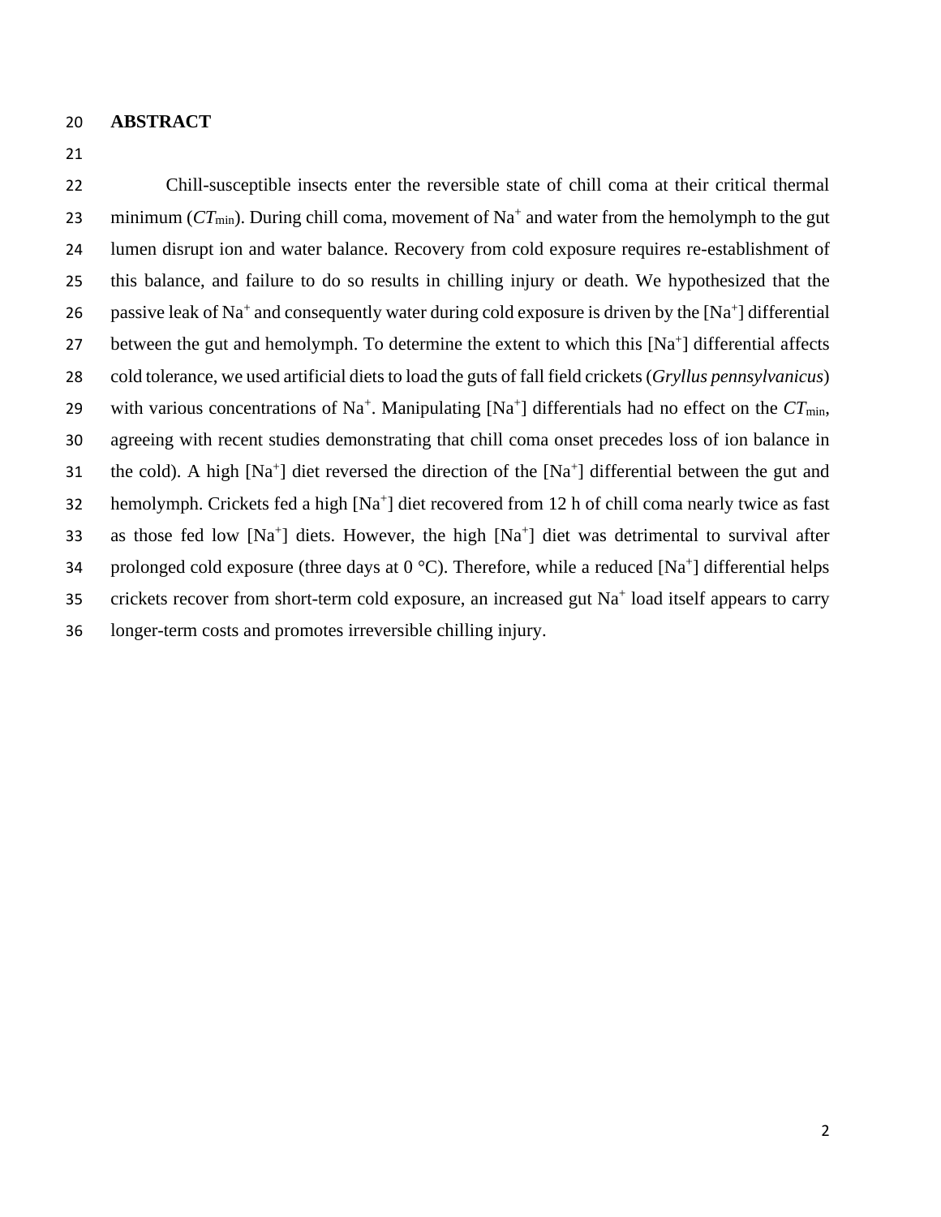## ABSTRACT

Chill-susceptible insects enter the reversible state of chill coma at their critical thermal minimum ($CT_{min}$). During chill coma, movement of $Na^+$ and water from the hemolymph to the gut lumen disrupt ion and water balance. Recovery from cold exposure requires re-establishment of this balance, and failure to do so results in chilling injury or death. We hypothesized that the passive leak of $Na^+$ and consequently water during cold exposure is driven by the $[Na^+]$ differential between the gut and hemolymph. To determine the extent to which this $[Na^+]$ differential affects cold tolerance, we used artificial diets to load the guts of fall field crickets (*Gryllus pennsylvanicus*) with various concentrations of $Na^+$. Manipulating $[Na^+]$ differentials had no effect on the $CT_{min}$, agreeing with recent studies demonstrating that chill coma onset precedes loss of ion balance in the cold). A high $[Na^+]$ diet reversed the direction of the $[Na^+]$ differential between the gut and hemolymph. Crickets fed a high $[Na^+]$ diet recovered from 12 h of chill coma nearly twice as fast as those fed low $[Na^+]$ diets. However, the high $[Na^+]$ diet was detrimental to survival after prolonged cold exposure (three days at 0 °C). Therefore, while a reduced $[Na^+]$ differential helps crickets recover from short-term cold exposure, an increased gut $Na^+$ load itself appears to carry longer-term costs and promotes irreversible chilling injury.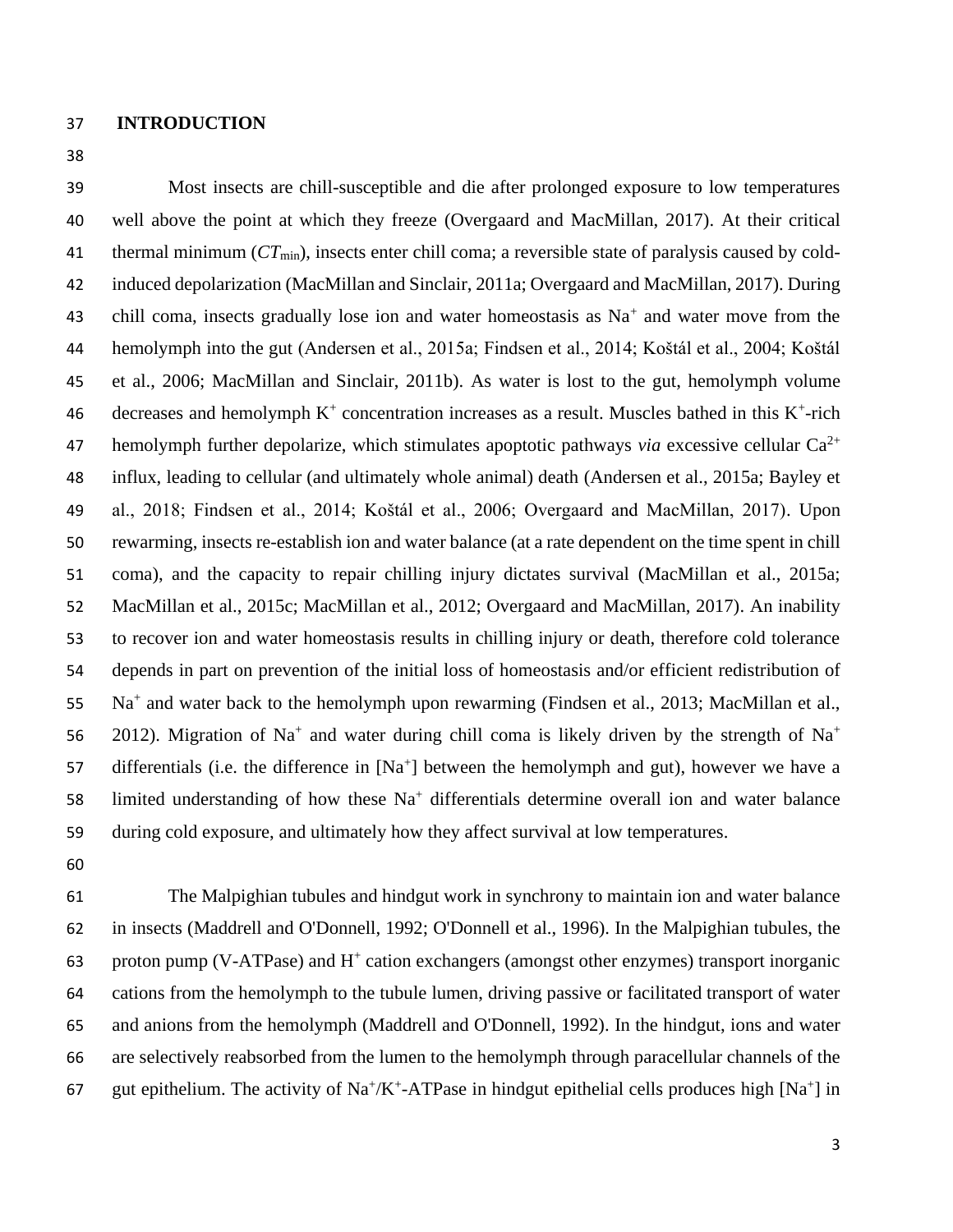## INTRODUCTION

Most insects are chill-susceptible and die after prolonged exposure to low temperatures well above the point at which they freeze (Overgaard and MacMillan, 2017). At their critical thermal minimum ($CT_{\min}$), insects enter chill coma; a reversible state of paralysis caused by cold-induced depolarization (MacMillan and Sinclair, 2011a; Overgaard and MacMillan, 2017). During chill coma, insects gradually lose ion and water homeostasis as $Na^+$ and water move from the hemolymph into the gut (Andersen et al., 2015a; Findsen et al., 2014; Koštál et al., 2004; Koštál et al., 2006; MacMillan and Sinclair, 2011b). As water is lost to the gut, hemolymph volume decreases and hemolymph $K^+$ concentration increases as a result. Muscles bathed in this $K^+$-rich hemolymph further depolarize, which stimulates apoptotic pathways *via* excessive cellular $Ca^{2+}$ influx, leading to cellular (and ultimately whole animal) death (Andersen et al., 2015a; Bayley et al., 2018; Findsen et al., 2014; Koštál et al., 2006; Overgaard and MacMillan, 2017). Upon rewarming, insects re-establish ion and water balance (at a rate dependent on the time spent in chill coma), and the capacity to repair chilling injury dictates survival (MacMillan et al., 2015a; MacMillan et al., 2015c; MacMillan et al., 2012; Overgaard and MacMillan, 2017). An inability to recover ion and water homeostasis results in chilling injury or death, therefore cold tolerance depends in part on prevention of the initial loss of homeostasis and/or efficient redistribution of $Na^+$ and water back to the hemolymph upon rewarming (Findsen et al., 2013; MacMillan et al., 2012). Migration of $Na^+$ and water during chill coma is likely driven by the strength of $Na^+$ differentials (i.e. the difference in [$Na^+$] between the hemolymph and gut), however we have a limited understanding of how these $Na^+$ differentials determine overall ion and water balance during cold exposure, and ultimately how they affect survival at low temperatures.

The Malpighian tubules and hindgut work in synchrony to maintain ion and water balance in insects (Maddrell and O'Donnell, 1992; O'Donnell et al., 1996). In the Malpighian tubules, the proton pump (V-ATPase) and $H^+$ cation exchangers (amongst other enzymes) transport inorganic cations from the hemolymph to the tubule lumen, driving passive or facilitated transport of water and anions from the hemolymph (Maddrell and O'Donnell, 1992). In the hindgut, ions and water are selectively reabsorbed from the lumen to the hemolymph through paracellular channels of the gut epithelium. The activity of $Na^+$/$K^+$-ATPase in hindgut epithelial cells produces high [$Na^+$] in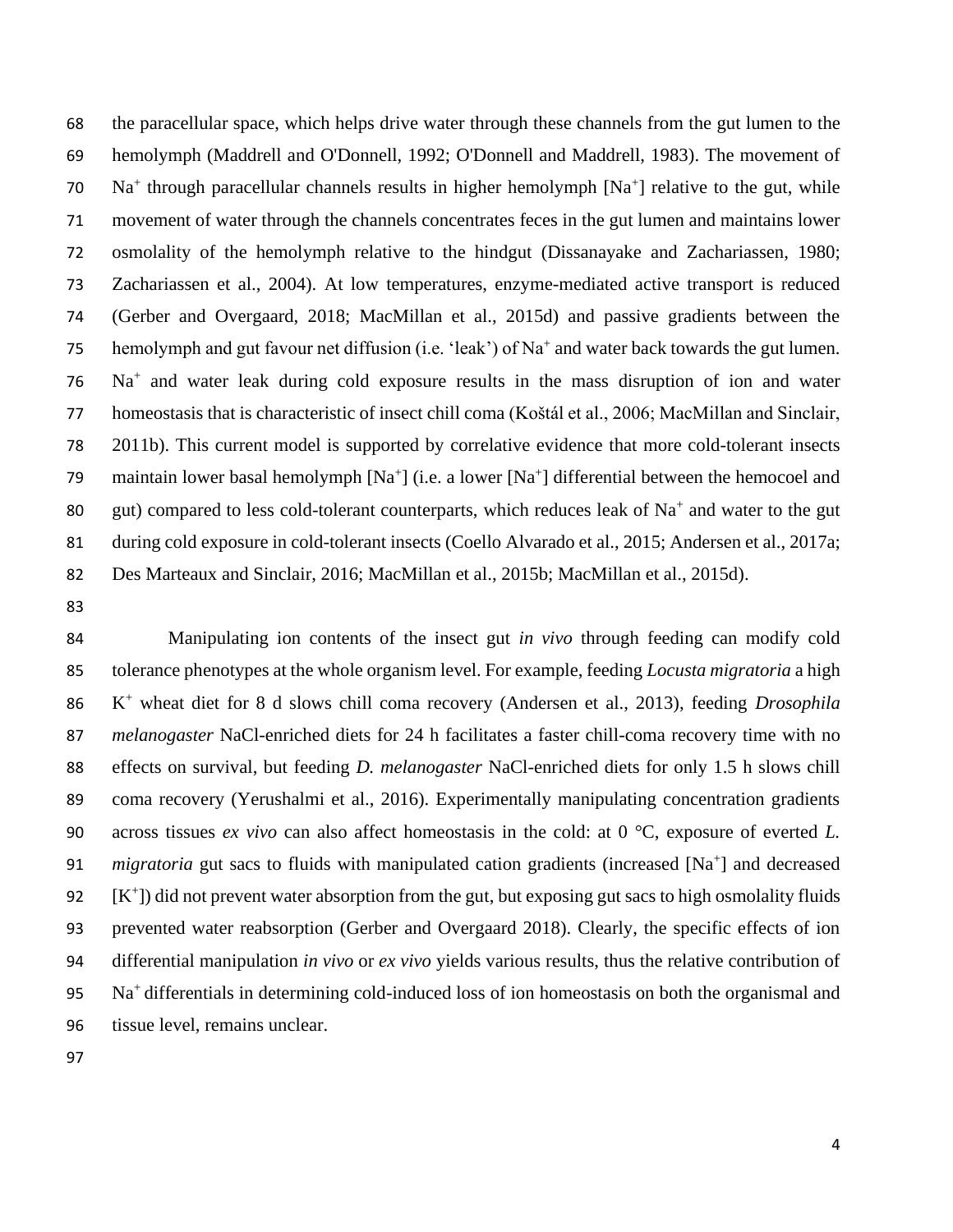the paracellular space, which helps drive water through these channels from the gut lumen to the hemolymph (Maddrell and O'Donnell, 1992; O'Donnell and Maddrell, 1983). The movement of $Na^+$ through paracellular channels results in higher hemolymph [$Na^+$] relative to the gut, while movement of water through the channels concentrates feces in the gut lumen and maintains lower osmolality of the hemolymph relative to the hindgut (Dissanayake and Zachariassen, 1980; Zachariassen et al., 2004). At low temperatures, enzyme-mediated active transport is reduced (Gerber and Overgaard, 2018; MacMillan et al., 2015d) and passive gradients between the hemolymph and gut favour net diffusion (i.e. 'leak') of $Na^+$ and water back towards the gut lumen. $Na^+$ and water leak during cold exposure results in the mass disruption of ion and water homeostasis that is characteristic of insect chill coma (Koštál et al., 2006; MacMillan and Sinclair, 2011b). This current model is supported by correlative evidence that more cold-tolerant insects maintain lower basal hemolymph [$Na^+$] (i.e. a lower [$Na^+$] differential between the hemocoel and gut) compared to less cold-tolerant counterparts, which reduces leak of $Na^+$ and water to the gut during cold exposure in cold-tolerant insects (Coello Alvarado et al., 2015; Andersen et al., 2017a; Des Marteaux and Sinclair, 2016; MacMillan et al., 2015b; MacMillan et al., 2015d).

Manipulating ion contents of the insect gut *in vivo* through feeding can modify cold tolerance phenotypes at the whole organism level. For example, feeding *Locusta migratoria* a high $K^+$ wheat diet for 8 d slows chill coma recovery (Andersen et al., 2013), feeding *Drosophila melanogaster* NaCl-enriched diets for 24 h facilitates a faster chill-coma recovery time with no effects on survival, but feeding *D. melanogaster* NaCl-enriched diets for only 1.5 h slows chill coma recovery (Yerushalmi et al., 2016). Experimentally manipulating concentration gradients across tissues *ex vivo* can also affect homeostasis in the cold: at 0 °C, exposure of everted *L. migratoria* gut sacs to fluids with manipulated cation gradients (increased [$Na^+$] and decreased [$K^+$]) did not prevent water absorption from the gut, but exposing gut sacs to high osmolality fluids prevented water reabsorption (Gerber and Overgaard 2018). Clearly, the specific effects of ion differential manipulation *in vivo* or *ex vivo* yields various results, thus the relative contribution of $Na^+$ differentials in determining cold-induced loss of ion homeostasis on both the organismal and tissue level, remains unclear.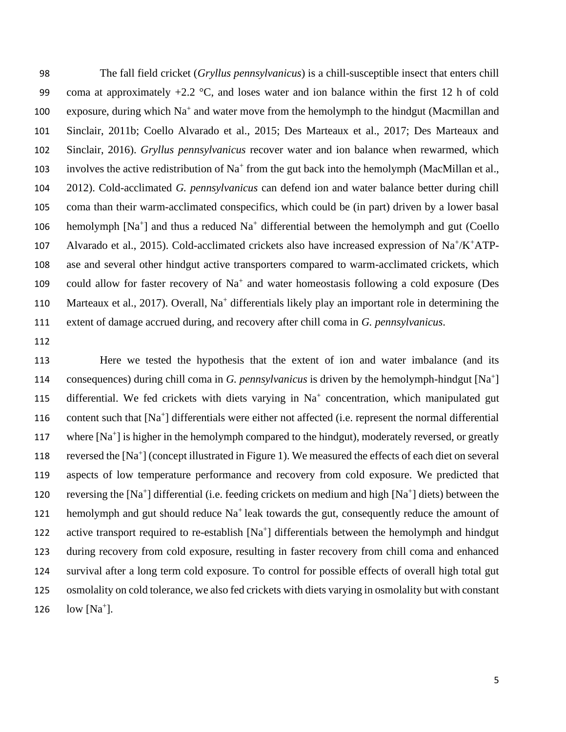The fall field cricket (*Gryllus pennsylvanicus*) is a chill-susceptible insect that enters chill coma at approximately +2.2 °C, and loses water and ion balance within the first 12 h of cold exposure, during which $Na^+$ and water move from the hemolymph to the hindgut (Macmillan and Sinclair, 2011b; Coello Alvarado et al., 2015; Des Marteaux et al., 2017; Des Marteaux and Sinclair, 2016). *Gryllus pennsylvanicus* recover water and ion balance when rewarmed, which involves the active redistribution of $Na^+$ from the gut back into the hemolymph (MacMillan et al., 2012). Cold-acclimated *G. pennsylvanicus* can defend ion and water balance better during chill coma than their warm-acclimated conspecifics, which could be (in part) driven by a lower basal hemolymph $[Na^+]$ and thus a reduced $Na^+$ differential between the hemolymph and gut (Coello Alvarado et al., 2015). Cold-acclimated crickets also have increased expression of $Na^+/K^+$ATP-ase and several other hindgut active transporters compared to warm-acclimated crickets, which could allow for faster recovery of $Na^+$ and water homeostasis following a cold exposure (Des Marteaux et al., 2017). Overall, $Na^+$ differentials likely play an important role in determining the extent of damage accrued during, and recovery after chill coma in *G. pennsylvanicus*.

Here we tested the hypothesis that the extent of ion and water imbalance (and its consequences) during chill coma in *G. pennsylvanicus* is driven by the hemolymph-hindgut $[Na^+]$ differential. We fed crickets with diets varying in $Na^+$ concentration, which manipulated gut content such that $[Na^+]$ differentials were either not affected (i.e. represent the normal differential where $[Na^+]$ is higher in the hemolymph compared to the hindgut), moderately reversed, or greatly reversed the $[Na^+]$ (concept illustrated in Figure 1). We measured the effects of each diet on several aspects of low temperature performance and recovery from cold exposure. We predicted that reversing the $[Na^+]$ differential (i.e. feeding crickets on medium and high $[Na^+]$ diets) between the hemolymph and gut should reduce $Na^+$ leak towards the gut, consequently reduce the amount of active transport required to re-establish $[Na^+]$ differentials between the hemolymph and hindgut during recovery from cold exposure, resulting in faster recovery from chill coma and enhanced survival after a long term cold exposure. To control for possible effects of overall high total gut osmolality on cold tolerance, we also fed crickets with diets varying in osmolality but with constant low $[Na^+]$.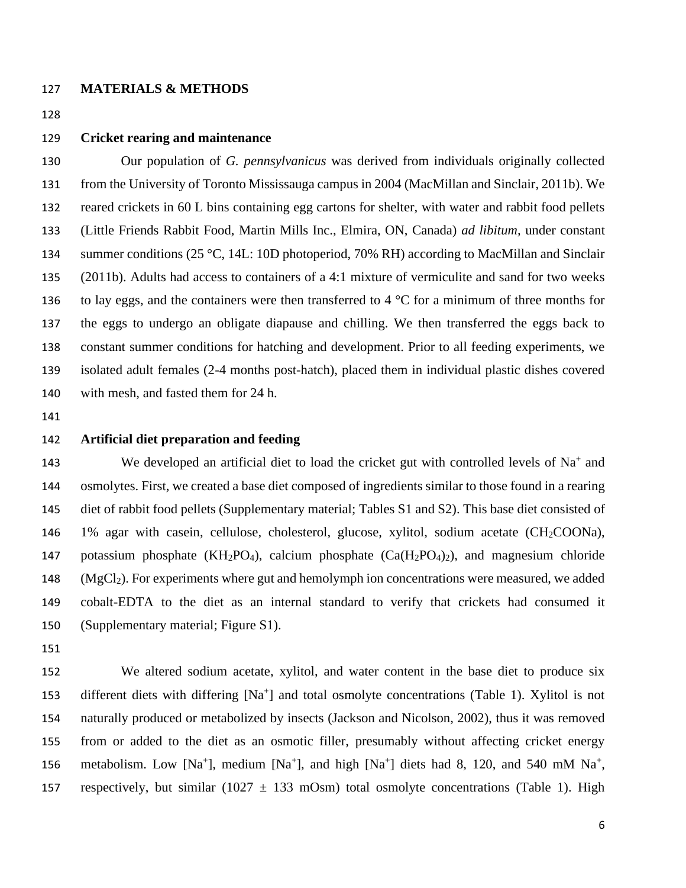## MATERIALS & METHODS

### Cricket rearing and maintenance

Our population of *G. pennsylvanicus* was derived from individuals originally collected from the University of Toronto Mississauga campus in 2004 (MacMillan and Sinclair, 2011b). We reared crickets in 60 L bins containing egg cartons for shelter, with water and rabbit food pellets (Little Friends Rabbit Food, Martin Mills Inc., Elmira, ON, Canada) *ad libitum,* under constant summer conditions (25 °C, 14L: 10D photoperiod, 70% RH) according to MacMillan and Sinclair (2011b). Adults had access to containers of a 4:1 mixture of vermiculite and sand for two weeks to lay eggs, and the containers were then transferred to 4 °C for a minimum of three months for the eggs to undergo an obligate diapause and chilling. We then transferred the eggs back to constant summer conditions for hatching and development. Prior to all feeding experiments, we isolated adult females (2-4 months post-hatch), placed them in individual plastic dishes covered with mesh, and fasted them for 24 h.

### Artificial diet preparation and feeding

We developed an artificial diet to load the cricket gut with controlled levels of $Na^+$ and osmolytes. First, we created a base diet composed of ingredients similar to those found in a rearing diet of rabbit food pellets (Supplementary material; Tables S1 and S2). This base diet consisted of 1% agar with casein, cellulose, cholesterol, glucose, xylitol, sodium acetate ($CH_2COONa$), potassium phosphate ($KH_2PO_4$), calcium phosphate ($Ca(H_2PO_4)_2$), and magnesium chloride ($MgCl_2$). For experiments where gut and hemolymph ion concentrations were measured, we added cobalt-EDTA to the diet as an internal standard to verify that crickets had consumed it (Supplementary material; Figure S1).

We altered sodium acetate, xylitol, and water content in the base diet to produce six different diets with differing [$Na^+$] and total osmolyte concentrations (Table 1). Xylitol is not naturally produced or metabolized by insects (Jackson and Nicolson, 2002), thus it was removed from or added to the diet as an osmotic filler, presumably without affecting cricket energy metabolism. Low [$Na^+$], medium [$Na^+$], and high [$Na^+$] diets had 8, 120, and 540 mM $Na^+$, respectively, but similar ($1027 \pm 133$ mOsm) total osmolyte concentrations (Table 1). High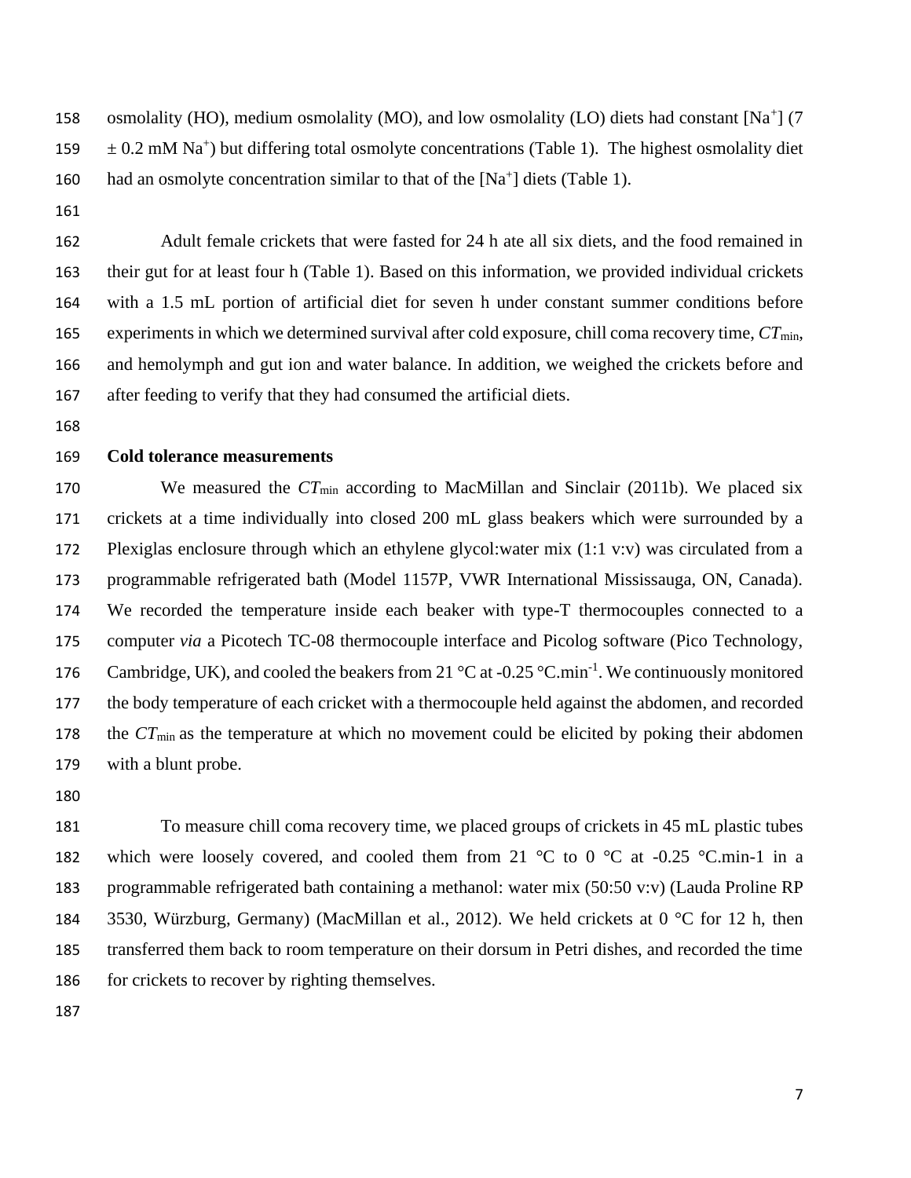osmolality (HO), medium osmolality (MO), and low osmolality (LO) diets had constant [$Na^+$] (7 ± 0.2 mM $Na^+$) but differing total osmolyte concentrations (Table 1). The highest osmolality diet had an osmolyte concentration similar to that of the [$Na^+$] diets (Table 1).

Adult female crickets that were fasted for 24 h ate all six diets, and the food remained in their gut for at least four h (Table 1). Based on this information, we provided individual crickets with a 1.5 mL portion of artificial diet for seven h under constant summer conditions before experiments in which we determined survival after cold exposure, chill coma recovery time, $CT_{min}$, and hemolymph and gut ion and water balance. In addition, we weighed the crickets before and after feeding to verify that they had consumed the artificial diets.

**Cold tolerance measurements**

We measured the $CT_{min}$ according to MacMillan and Sinclair (2011b). We placed six crickets at a time individually into closed 200 mL glass beakers which were surrounded by a Plexiglas enclosure through which an ethylene glycol:water mix (1:1 v:v) was circulated from a programmable refrigerated bath (Model 1157P, VWR International Mississauga, ON, Canada). We recorded the temperature inside each beaker with type-T thermocouples connected to a computer *via* a Picotech TC-08 thermocouple interface and Picolog software (Pico Technology, Cambridge, UK), and cooled the beakers from 21 °C at -0.25 °C.min$^{-1}$. We continuously monitored the body temperature of each cricket with a thermocouple held against the abdomen, and recorded the $CT_{min}$ as the temperature at which no movement could be elicited by poking their abdomen with a blunt probe.

To measure chill coma recovery time, we placed groups of crickets in 45 mL plastic tubes which were loosely covered, and cooled them from 21 °C to 0 °C at -0.25 °C.min-1 in a programmable refrigerated bath containing a methanol: water mix (50:50 v:v) (Lauda Proline RP 3530, Würzburg, Germany) (MacMillan et al., 2012). We held crickets at 0 °C for 12 h, then transferred them back to room temperature on their dorsum in Petri dishes, and recorded the time for crickets to recover by righting themselves.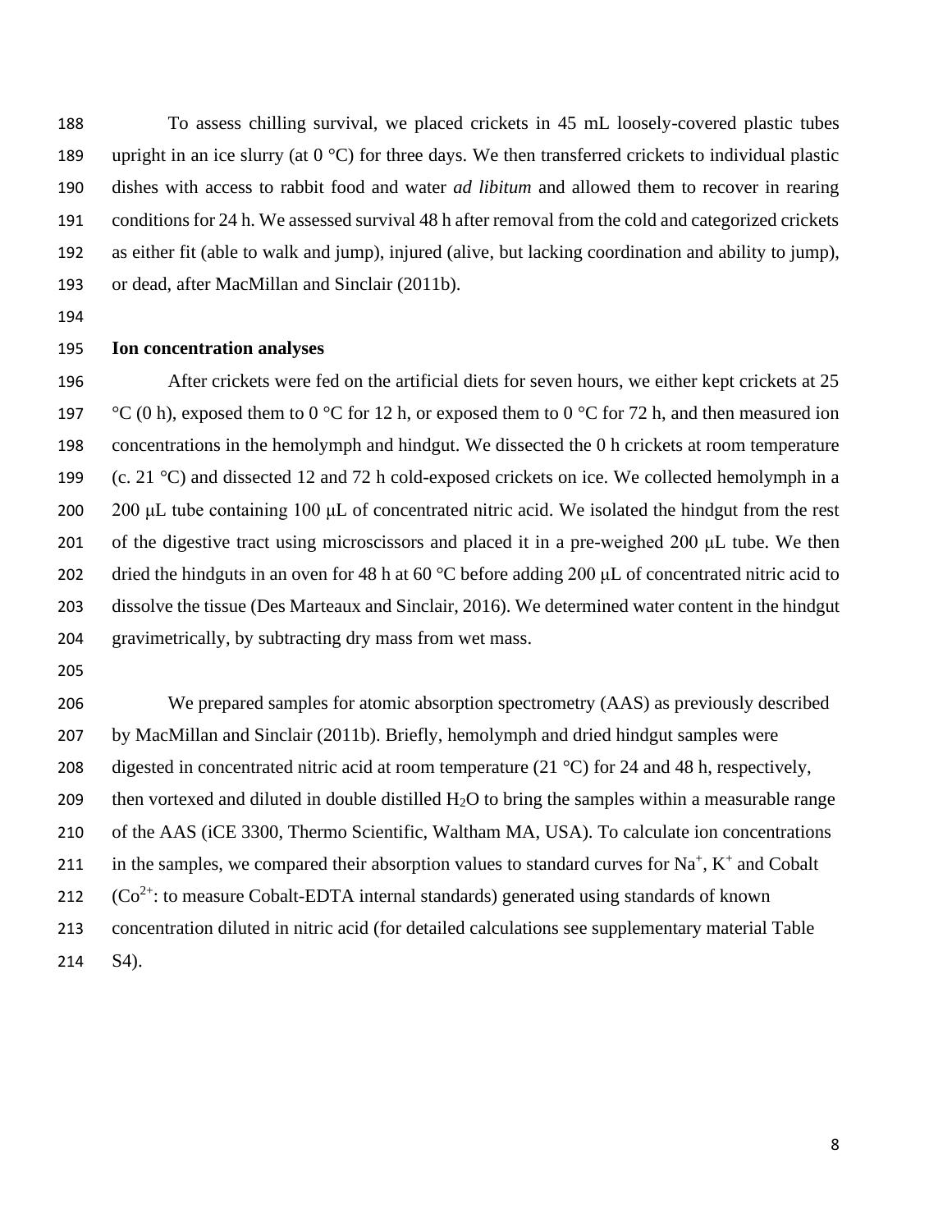To assess chilling survival, we placed crickets in 45 mL loosely-covered plastic tubes upright in an ice slurry (at 0 °C) for three days. We then transferred crickets to individual plastic dishes with access to rabbit food and water *ad libitum* and allowed them to recover in rearing conditions for 24 h. We assessed survival 48 h after removal from the cold and categorized crickets as either fit (able to walk and jump), injured (alive, but lacking coordination and ability to jump), or dead, after MacMillan and Sinclair (2011b).

**Ion concentration analyses**

After crickets were fed on the artificial diets for seven hours, we either kept crickets at 25 °C (0 h), exposed them to 0 °C for 12 h, or exposed them to 0 °C for 72 h, and then measured ion concentrations in the hemolymph and hindgut. We dissected the 0 h crickets at room temperature (c. 21 °C) and dissected 12 and 72 h cold-exposed crickets on ice. We collected hemolymph in a 200 μL tube containing 100 μL of concentrated nitric acid. We isolated the hindgut from the rest of the digestive tract using microscissors and placed it in a pre-weighed 200 μL tube. We then dried the hindguts in an oven for 48 h at 60 °C before adding 200 μL of concentrated nitric acid to dissolve the tissue (Des Marteaux and Sinclair, 2016). We determined water content in the hindgut gravimetrically, by subtracting dry mass from wet mass.

We prepared samples for atomic absorption spectrometry (AAS) as previously described by MacMillan and Sinclair (2011b). Briefly, hemolymph and dried hindgut samples were digested in concentrated nitric acid at room temperature (21 °C) for 24 and 48 h, respectively, then vortexed and diluted in double distilled $H_2O$ to bring the samples within a measurable range of the AAS (iCE 3300, Thermo Scientific, Waltham MA, USA). To calculate ion concentrations in the samples, we compared their absorption values to standard curves for $Na^+$, $K^+$ and Cobalt ($Co^{2+}$: to measure Cobalt-EDTA internal standards) generated using standards of known concentration diluted in nitric acid (for detailed calculations see supplementary material Table S4).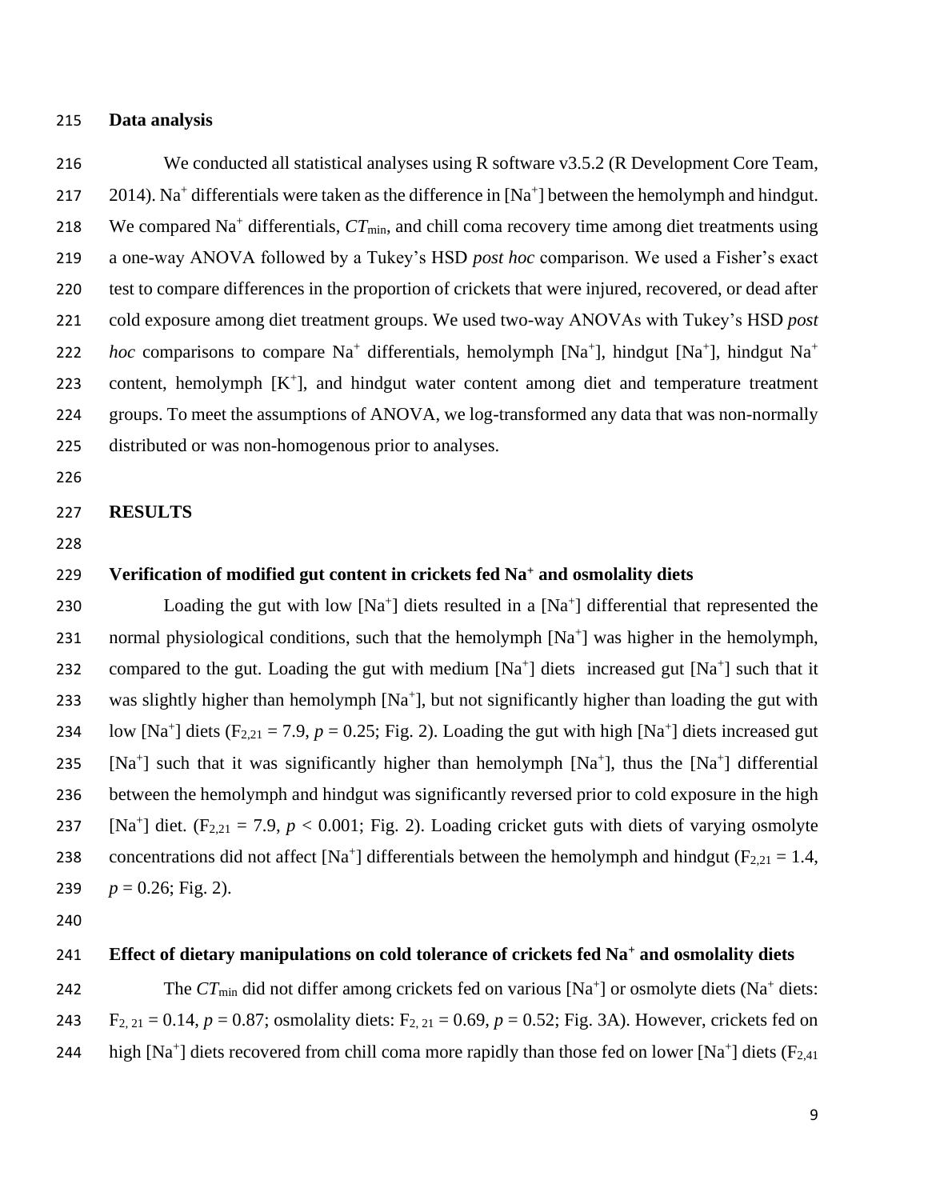### Data analysis

We conducted all statistical analyses using R software v3.5.2 (R Development Core Team, 2014). $Na^+$ differentials were taken as the difference in $[Na^+]$ between the hemolymph and hindgut. We compared $Na^+$ differentials, $CT_{min}$, and chill coma recovery time among diet treatments using a one-way ANOVA followed by a Tukey's HSD *post hoc* comparison. We used a Fisher's exact test to compare differences in the proportion of crickets that were injured, recovered, or dead after cold exposure among diet treatment groups. We used two-way ANOVAs with Tukey's HSD *post hoc* comparisons to compare $Na^+$ differentials, hemolymph $[Na^+]$, hindgut $[Na^+]$, hindgut $Na^+$ content, hemolymph $[K^+]$, and hindgut water content among diet and temperature treatment groups. To meet the assumptions of ANOVA, we log-transformed any data that was non-normally distributed or was non-homogenous prior to analyses.

## RESULTS

### Verification of modified gut content in crickets fed $Na^+$ and osmolality diets

Loading the gut with low $[Na^+]$ diets resulted in a $[Na^+]$ differential that represented the normal physiological conditions, such that the hemolymph $[Na^+]$ was higher in the hemolymph, compared to the gut. Loading the gut with medium $[Na^+]$ diets increased gut $[Na^+]$ such that it was slightly higher than hemolymph $[Na^+]$, but not significantly higher than loading the gut with low $[Na^+]$ diets ($F_{2,21} = 7.9$, $p = 0.25$; Fig. 2). Loading the gut with high $[Na^+]$ diets increased gut $[Na^+]$ such that it was significantly higher than hemolymph $[Na^+]$, thus the $[Na^+]$ differential between the hemolymph and hindgut was significantly reversed prior to cold exposure in the high $[Na^+]$ diet. ($F_{2,21} = 7.9$, $p < 0.001$; Fig. 2). Loading cricket guts with diets of varying osmolyte concentrations did not affect $[Na^+]$ differentials between the hemolymph and hindgut ($F_{2,21} = 1.4$, $p = 0.26$; Fig. 2).

### Effect of dietary manipulations on cold tolerance of crickets fed $Na^+$ and osmolality diets

The $CT_{min}$ did not differ among crickets fed on various $[Na^+]$ or osmolyte diets ($Na^+$ diets: $F_{2,21} = 0.14$, $p = 0.87$; osmolality diets: $F_{2,21} = 0.69$, $p = 0.52$; Fig. 3A). However, crickets fed on high $[Na^+]$ diets recovered from chill coma more rapidly than those fed on lower $[Na^+]$ diets ($F_{2,41}$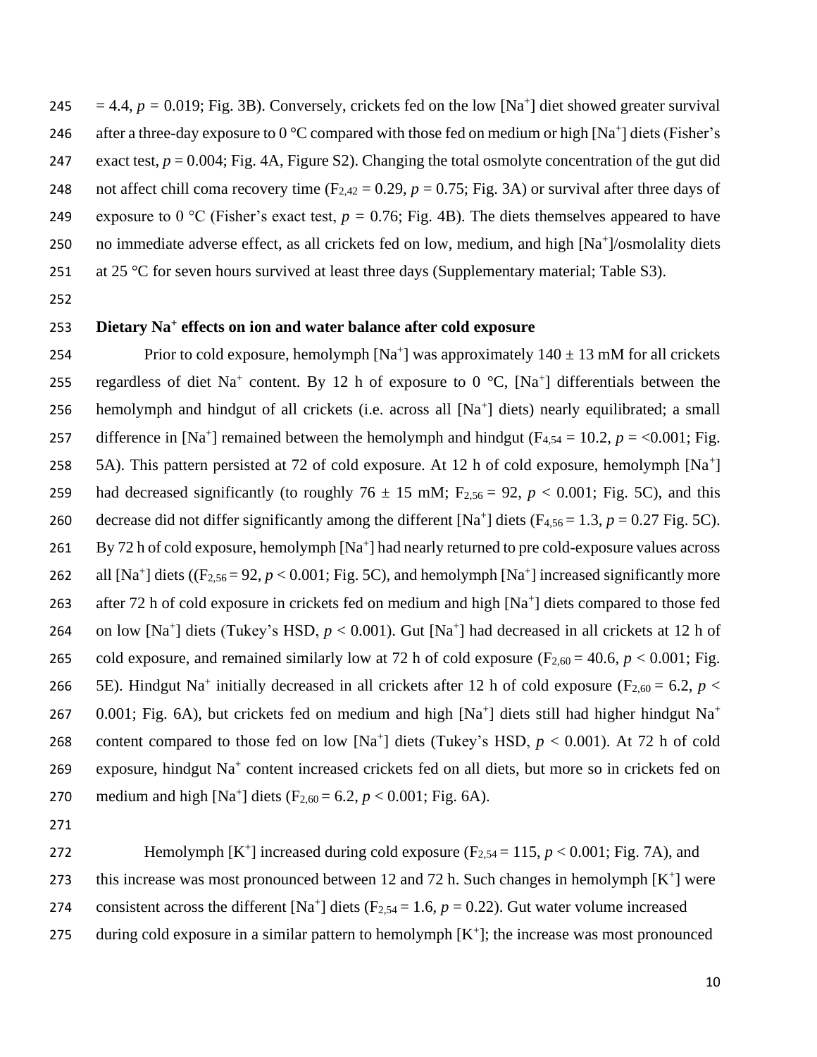= 4.4, $p$ = 0.019; Fig. 3B). Conversely, crickets fed on the low [$Na^+$] diet showed greater survival after a three-day exposure to 0 °C compared with those fed on medium or high [$Na^+$] diets (Fisher's exact test, $p$ = 0.004; Fig. 4A, Figure S2). Changing the total osmolyte concentration of the gut did not affect chill coma recovery time ($F_{2,42}$ = 0.29, $p$ = 0.75; Fig. 3A) or survival after three days of exposure to 0 °C (Fisher's exact test, $p$ = 0.76; Fig. 4B). The diets themselves appeared to have no immediate adverse effect, as all crickets fed on low, medium, and high [$Na^+$]/osmolality diets at 25 °C for seven hours survived at least three days (Supplementary material; Table S3).

### Dietary $Na^+$ effects on ion and water balance after cold exposure

Prior to cold exposure, hemolymph [$Na^+$] was approximately 140 ± 13 mM for all crickets regardless of diet $Na^+$ content. By 12 h of exposure to 0 °C, [$Na^+$] differentials between the hemolymph and hindgut of all crickets (i.e. across all [$Na^+$] diets) nearly equilibrated; a small difference in [$Na^+$] remained between the hemolymph and hindgut ($F_{4,54}$ = 10.2, $p$ = <0.001; Fig. 5A). This pattern persisted at 72 of cold exposure. At 12 h of cold exposure, hemolymph [$Na^+$] had decreased significantly (to roughly 76 ± 15 mM; $F_{2,56}$ = 92, $p$ < 0.001; Fig. 5C), and this decrease did not differ significantly among the different [$Na^+$] diets ($F_{4,56}$ = 1.3, $p$ = 0.27 Fig. 5C). By 72 h of cold exposure, hemolymph [$Na^+$] had nearly returned to pre cold-exposure values across all [$Na^+$] diets (($F_{2,56}$ = 92, $p$ < 0.001; Fig. 5C), and hemolymph [$Na^+$] increased significantly more after 72 h of cold exposure in crickets fed on medium and high [$Na^+$] diets compared to those fed on low [$Na^+$] diets (Tukey's HSD, $p$ < 0.001). Gut [$Na^+$] had decreased in all crickets at 12 h of cold exposure, and remained similarly low at 72 h of cold exposure ($F_{2,60}$ = 40.6, $p$ < 0.001; Fig. 5E). Hindgut $Na^+$ initially decreased in all crickets after 12 h of cold exposure ($F_{2,60}$ = 6.2, $p$ < 0.001; Fig. 6A), but crickets fed on medium and high [$Na^+$] diets still had higher hindgut $Na^+$ content compared to those fed on low [$Na^+$] diets (Tukey's HSD, $p$ < 0.001). At 72 h of cold exposure, hindgut $Na^+$ content increased crickets fed on all diets, but more so in crickets fed on medium and high [$Na^+$] diets ($F_{2,60}$ = 6.2, $p$ < 0.001; Fig. 6A).

Hemolymph [$K^+$] increased during cold exposure ($F_{2,54}$ = 115, $p$ < 0.001; Fig. 7A), and this increase was most pronounced between 12 and 72 h. Such changes in hemolymph [$K^+$] were consistent across the different [$Na^+$] diets ($F_{2,54}$ = 1.6, $p$ = 0.22). Gut water volume increased during cold exposure in a similar pattern to hemolymph [$K^+$]; the increase was most pronounced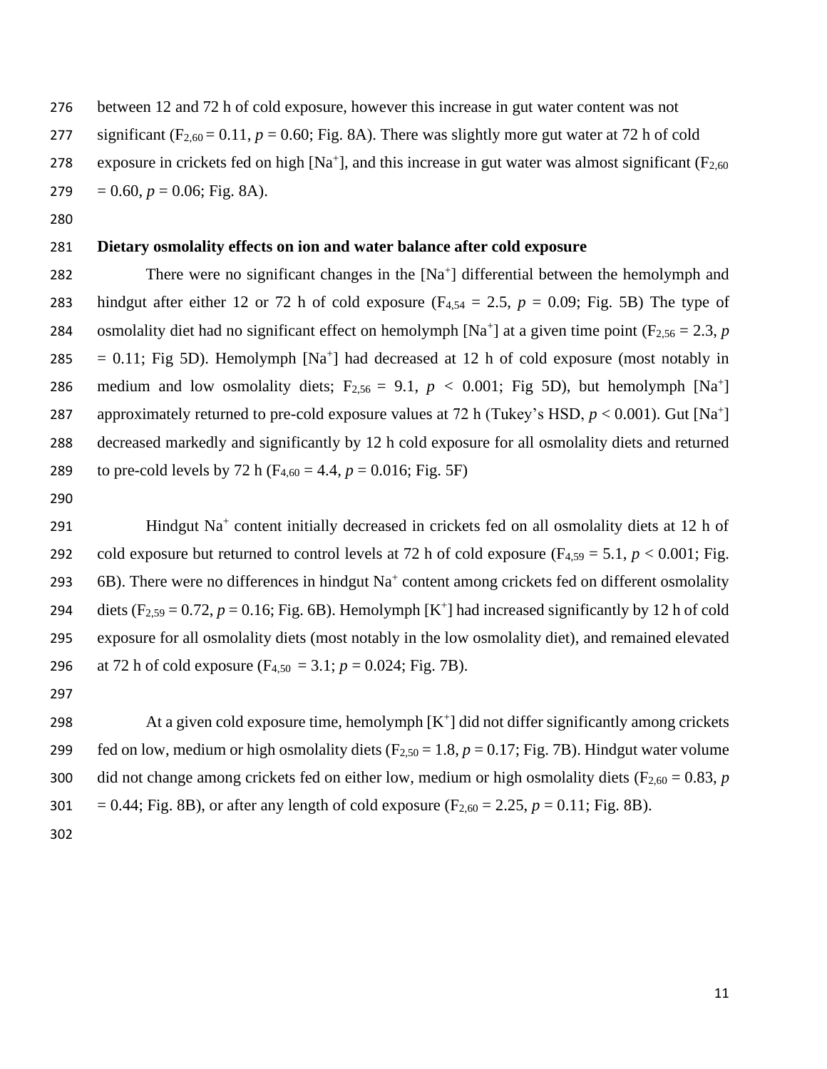between 12 and 72 h of cold exposure, however this increase in gut water content was not significant ($F_{2,60} = 0.11$, $p = 0.60$; Fig. 8A). There was slightly more gut water at 72 h of cold exposure in crickets fed on high [$Na^+$], and this increase in gut water was almost significant ($F_{2,60} = 0.60$, $p = 0.06$; Fig. 8A).

**Dietary osmolality effects on ion and water balance after cold exposure**

There were no significant changes in the [$Na^+$] differential between the hemolymph and hindgut after either 12 or 72 h of cold exposure ($F_{4,54} = 2.5$, $p = 0.09$; Fig. 5B) The type of osmolality diet had no significant effect on hemolymph [$Na^+$] at a given time point ($F_{2,56} = 2.3$, $p = 0.11$; Fig 5D). Hemolymph [$Na^+$] had decreased at 12 h of cold exposure (most notably in medium and low osmolality diets; $F_{2,56} = 9.1$, $p < 0.001$; Fig 5D), but hemolymph [$Na^+$] approximately returned to pre-cold exposure values at 72 h (Tukey's HSD, $p < 0.001$). Gut [$Na^+$] decreased markedly and significantly by 12 h cold exposure for all osmolality diets and returned to pre-cold levels by 72 h ($F_{4,60} = 4.4$, $p = 0.016$; Fig. 5F)

Hindgut $Na^+$ content initially decreased in crickets fed on all osmolality diets at 12 h of cold exposure but returned to control levels at 72 h of cold exposure ($F_{4,59} = 5.1$, $p < 0.001$; Fig. 6B). There were no differences in hindgut $Na^+$ content among crickets fed on different osmolality diets ($F_{2,59} = 0.72$, $p = 0.16$; Fig. 6B). Hemolymph [$K^+$] had increased significantly by 12 h of cold exposure for all osmolality diets (most notably in the low osmolality diet), and remained elevated at 72 h of cold exposure ($F_{4,50} = 3.1$; $p = 0.024$; Fig. 7B).

At a given cold exposure time, hemolymph [$K^+$] did not differ significantly among crickets fed on low, medium or high osmolality diets ($F_{2,50} = 1.8$, $p = 0.17$; Fig. 7B). Hindgut water volume did not change among crickets fed on either low, medium or high osmolality diets ($F_{2,60} = 0.83$, $p = 0.44$; Fig. 8B), or after any length of cold exposure ($F_{2,60} = 2.25$, $p = 0.11$; Fig. 8B).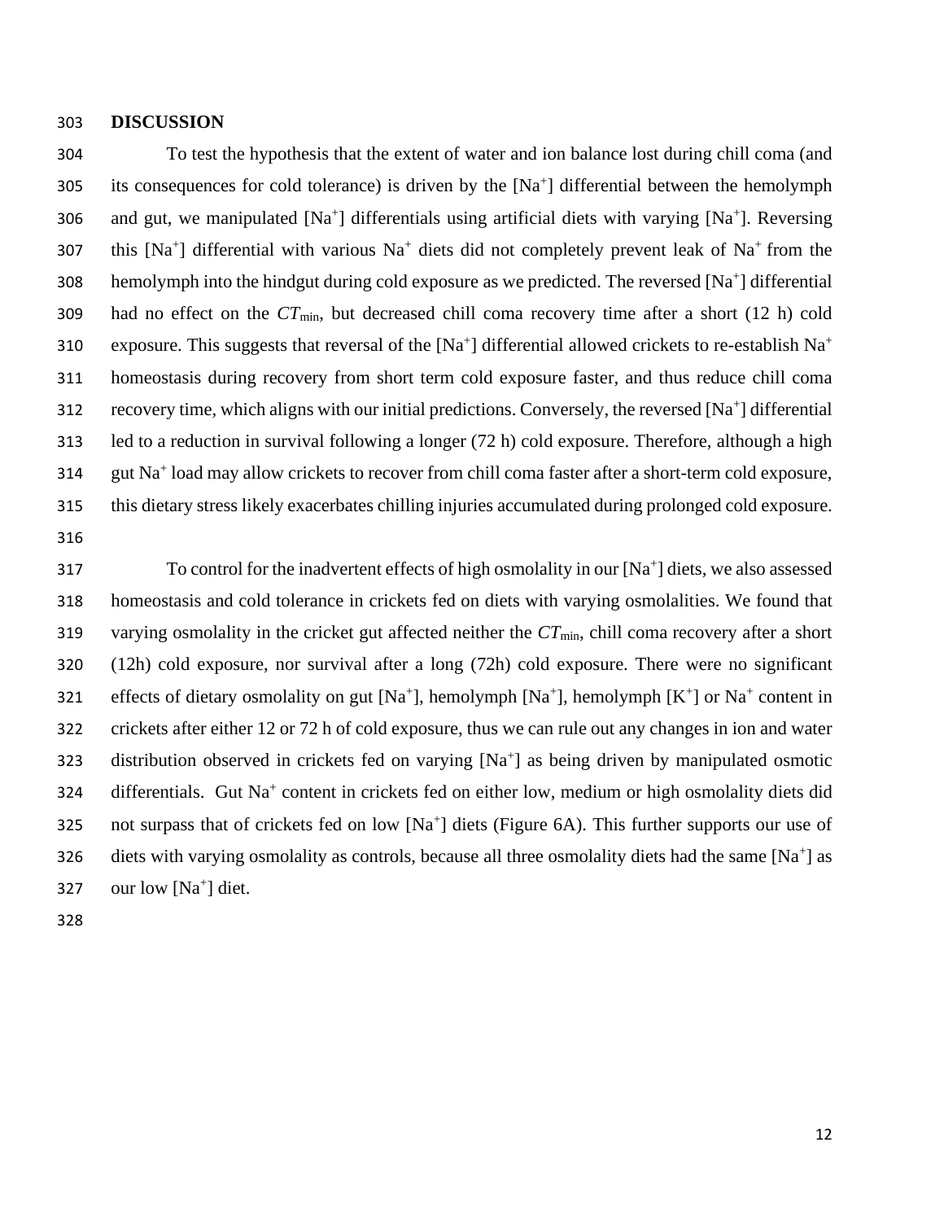## DISCUSSION

To test the hypothesis that the extent of water and ion balance lost during chill coma (and its consequences for cold tolerance) is driven by the [$Na^+$] differential between the hemolymph and gut, we manipulated [$Na^+$] differentials using artificial diets with varying [$Na^+$]. Reversing this [$Na^+$] differential with various $Na^+$ diets did not completely prevent leak of $Na^+$ from the hemolymph into the hindgut during cold exposure as we predicted. The reversed [$Na^+$] differential had no effect on the $CT_{min}$, but decreased chill coma recovery time after a short (12 h) cold exposure. This suggests that reversal of the [$Na^+$] differential allowed crickets to re-establish $Na^+$ homeostasis during recovery from short term cold exposure faster, and thus reduce chill coma recovery time, which aligns with our initial predictions. Conversely, the reversed [$Na^+$] differential led to a reduction in survival following a longer (72 h) cold exposure. Therefore, although a high gut $Na^+$ load may allow crickets to recover from chill coma faster after a short-term cold exposure, this dietary stress likely exacerbates chilling injuries accumulated during prolonged cold exposure.

To control for the inadvertent effects of high osmolality in our [$Na^+$] diets, we also assessed homeostasis and cold tolerance in crickets fed on diets with varying osmolalities. We found that varying osmolality in the cricket gut affected neither the $CT_{min}$, chill coma recovery after a short (12h) cold exposure, nor survival after a long (72h) cold exposure. There were no significant effects of dietary osmolality on gut [$Na^+$], hemolymph [$Na^+$], hemolymph [$K^+$] or $Na^+$ content in crickets after either 12 or 72 h of cold exposure, thus we can rule out any changes in ion and water distribution observed in crickets fed on varying [$Na^+$] as being driven by manipulated osmotic differentials. Gut $Na^+$ content in crickets fed on either low, medium or high osmolality diets did not surpass that of crickets fed on low [$Na^+$] diets (Figure 6A). This further supports our use of diets with varying osmolality as controls, because all three osmolality diets had the same [$Na^+$] as our low [$Na^+$] diet.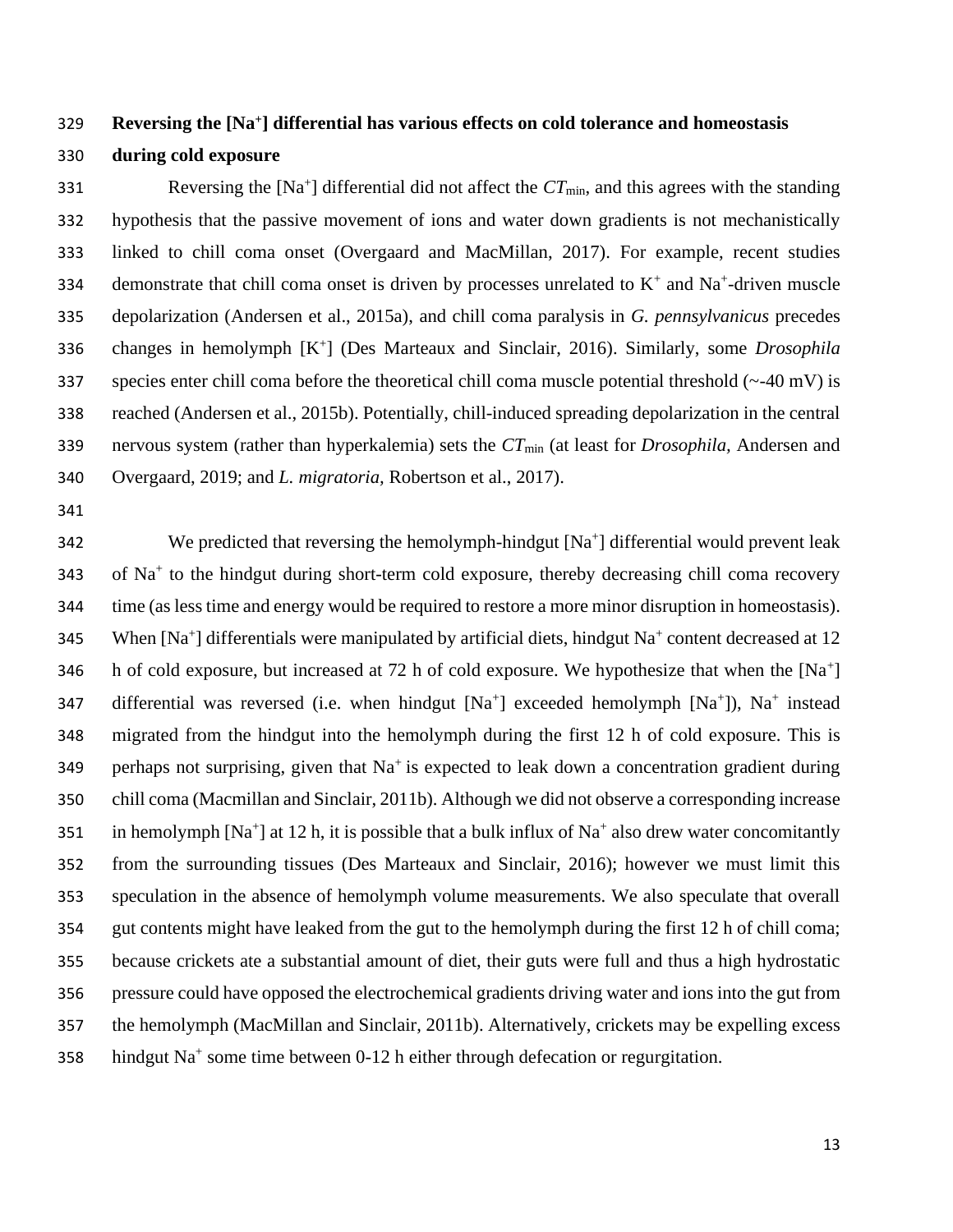### Reversing the [$Na^+$] differential has various effects on cold tolerance and homeostasis during cold exposure

Reversing the [$Na^+$] differential did not affect the $CT_{min}$, and this agrees with the standing hypothesis that the passive movement of ions and water down gradients is not mechanistically linked to chill coma onset (Overgaard and MacMillan, 2017). For example, recent studies demonstrate that chill coma onset is driven by processes unrelated to $K^+$ and $Na^+$-driven muscle depolarization (Andersen et al., 2015a), and chill coma paralysis in *G. pennsylvanicus* precedes changes in hemolymph [$K^+$] (Des Marteaux and Sinclair, 2016). Similarly, some *Drosophila* species enter chill coma before the theoretical chill coma muscle potential threshold (~-40 mV) is reached (Andersen et al., 2015b). Potentially, chill-induced spreading depolarization in the central nervous system (rather than hyperkalemia) sets the $CT_{min}$ (at least for *Drosophila*, Andersen and Overgaard, 2019; and *L. migratoria*, Robertson et al., 2017).

We predicted that reversing the hemolymph-hindgut [$Na^+$] differential would prevent leak of $Na^+$ to the hindgut during short-term cold exposure, thereby decreasing chill coma recovery time (as less time and energy would be required to restore a more minor disruption in homeostasis). When [$Na^+$] differentials were manipulated by artificial diets, hindgut $Na^+$ content decreased at 12 h of cold exposure, but increased at 72 h of cold exposure. We hypothesize that when the [$Na^+$] differential was reversed (i.e. when hindgut [$Na^+$] exceeded hemolymph [$Na^+$]), $Na^+$ instead migrated from the hindgut into the hemolymph during the first 12 h of cold exposure. This is perhaps not surprising, given that $Na^+$ is expected to leak down a concentration gradient during chill coma (Macmillan and Sinclair, 2011b). Although we did not observe a corresponding increase in hemolymph [$Na^+$] at 12 h, it is possible that a bulk influx of $Na^+$ also drew water concomitantly from the surrounding tissues (Des Marteaux and Sinclair, 2016); however we must limit this speculation in the absence of hemolymph volume measurements. We also speculate that overall gut contents might have leaked from the gut to the hemolymph during the first 12 h of chill coma; because crickets ate a substantial amount of diet, their guts were full and thus a high hydrostatic pressure could have opposed the electrochemical gradients driving water and ions into the gut from the hemolymph (MacMillan and Sinclair, 2011b). Alternatively, crickets may be expelling excess hindgut $Na^+$ some time between 0-12 h either through defecation or regurgitation.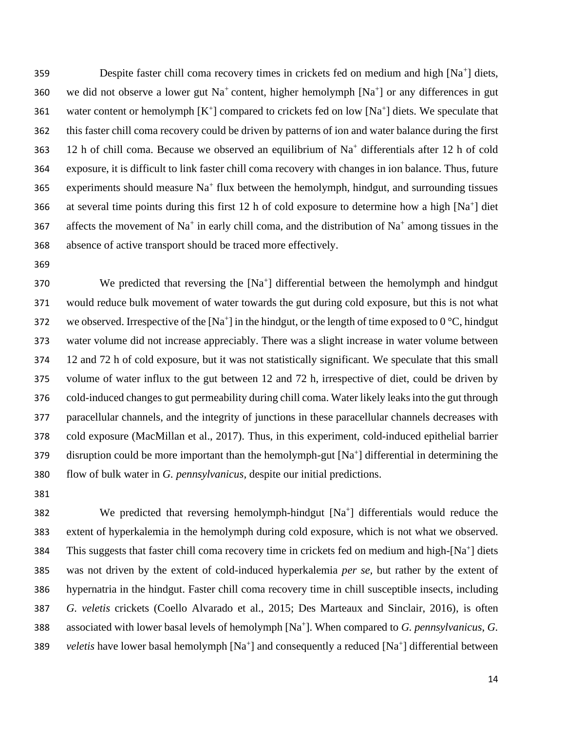Despite faster chill coma recovery times in crickets fed on medium and high $[Na^+]$ diets, we did not observe a lower gut $Na^+$ content, higher hemolymph $[Na^+]$ or any differences in gut water content or hemolymph $[K^+]$ compared to crickets fed on low $[Na^+]$ diets. We speculate that this faster chill coma recovery could be driven by patterns of ion and water balance during the first 12 h of chill coma. Because we observed an equilibrium of $Na^+$ differentials after 12 h of cold exposure, it is difficult to link faster chill coma recovery with changes in ion balance. Thus, future experiments should measure $Na^+$ flux between the hemolymph, hindgut, and surrounding tissues at several time points during this first 12 h of cold exposure to determine how a high $[Na^+]$ diet affects the movement of $Na^+$ in early chill coma, and the distribution of $Na^+$ among tissues in the absence of active transport should be traced more effectively.

We predicted that reversing the $[Na^+]$ differential between the hemolymph and hindgut would reduce bulk movement of water towards the gut during cold exposure, but this is not what we observed. Irrespective of the $[Na^+]$ in the hindgut, or the length of time exposed to 0 °C, hindgut water volume did not increase appreciably. There was a slight increase in water volume between 12 and 72 h of cold exposure, but it was not statistically significant. We speculate that this small volume of water influx to the gut between 12 and 72 h, irrespective of diet, could be driven by cold-induced changes to gut permeability during chill coma. Water likely leaks into the gut through paracellular channels, and the integrity of junctions in these paracellular channels decreases with cold exposure (MacMillan et al., 2017). Thus, in this experiment, cold-induced epithelial barrier disruption could be more important than the hemolymph-gut $[Na^+]$ differential in determining the flow of bulk water in *G. pennsylvanicus*, despite our initial predictions.

We predicted that reversing hemolymph-hindgut $[Na^+]$ differentials would reduce the extent of hyperkalemia in the hemolymph during cold exposure, which is not what we observed. This suggests that faster chill coma recovery time in crickets fed on medium and high-$[Na^+]$ diets was not driven by the extent of cold-induced hyperkalemia *per se*, but rather by the extent of hypernatria in the hindgut. Faster chill coma recovery time in chill susceptible insects, including *G. veletis* crickets (Coello Alvarado et al., 2015; Des Marteaux and Sinclair, 2016), is often associated with lower basal levels of hemolymph $[Na^+]$. When compared to *G. pennsylvanicus*, *G. veletis* have lower basal hemolymph $[Na^+]$ and consequently a reduced $[Na^+]$ differential between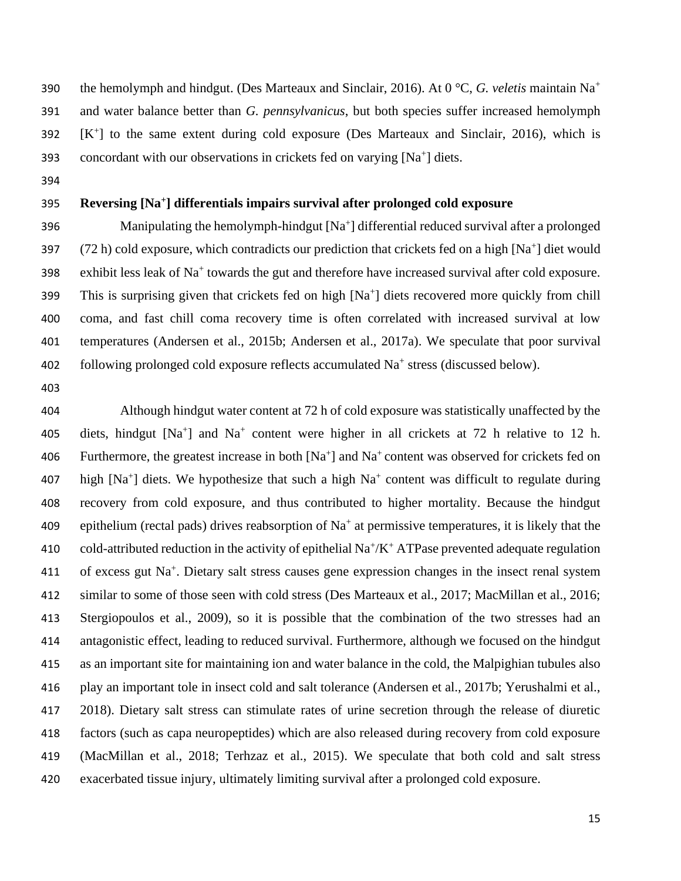the hemolymph and hindgut. (Des Marteaux and Sinclair, 2016). At 0 °C, *G. veletis* maintain $Na^+$ and water balance better than *G. pennsylvanicus*, but both species suffer increased hemolymph [$K^+$] to the same extent during cold exposure (Des Marteaux and Sinclair, 2016), which is concordant with our observations in crickets fed on varying [$Na^+$] diets.

### Reversing [$Na^+$] differentials impairs survival after prolonged cold exposure

Manipulating the hemolymph-hindgut [$Na^+$] differential reduced survival after a prolonged (72 h) cold exposure, which contradicts our prediction that crickets fed on a high [$Na^+$] diet would exhibit less leak of $Na^+$ towards the gut and therefore have increased survival after cold exposure. This is surprising given that crickets fed on high [$Na^+$] diets recovered more quickly from chill coma, and fast chill coma recovery time is often correlated with increased survival at low temperatures (Andersen et al., 2015b; Andersen et al., 2017a). We speculate that poor survival following prolonged cold exposure reflects accumulated $Na^+$ stress (discussed below).

Although hindgut water content at 72 h of cold exposure was statistically unaffected by the diets, hindgut [$Na^+$] and $Na^+$ content were higher in all crickets at 72 h relative to 12 h. Furthermore, the greatest increase in both [$Na^+$] and $Na^+$ content was observed for crickets fed on high [$Na^+$] diets. We hypothesize that such a high $Na^+$ content was difficult to regulate during recovery from cold exposure, and thus contributed to higher mortality. Because the hindgut epithelium (rectal pads) drives reabsorption of $Na^+$ at permissive temperatures, it is likely that the cold-attributed reduction in the activity of epithelial $Na^+/K^+$ ATPase prevented adequate regulation of excess gut $Na^+$. Dietary salt stress causes gene expression changes in the insect renal system similar to some of those seen with cold stress (Des Marteaux et al., 2017; MacMillan et al., 2016; Stergiopoulos et al., 2009), so it is possible that the combination of the two stresses had an antagonistic effect, leading to reduced survival. Furthermore, although we focused on the hindgut as an important site for maintaining ion and water balance in the cold, the Malpighian tubules also play an important tole in insect cold and salt tolerance (Andersen et al., 2017b; Yerushalmi et al., 2018). Dietary salt stress can stimulate rates of urine secretion through the release of diuretic factors (such as capa neuropeptides) which are also released during recovery from cold exposure (MacMillan et al., 2018; Terhzaz et al., 2015). We speculate that both cold and salt stress exacerbated tissue injury, ultimately limiting survival after a prolonged cold exposure.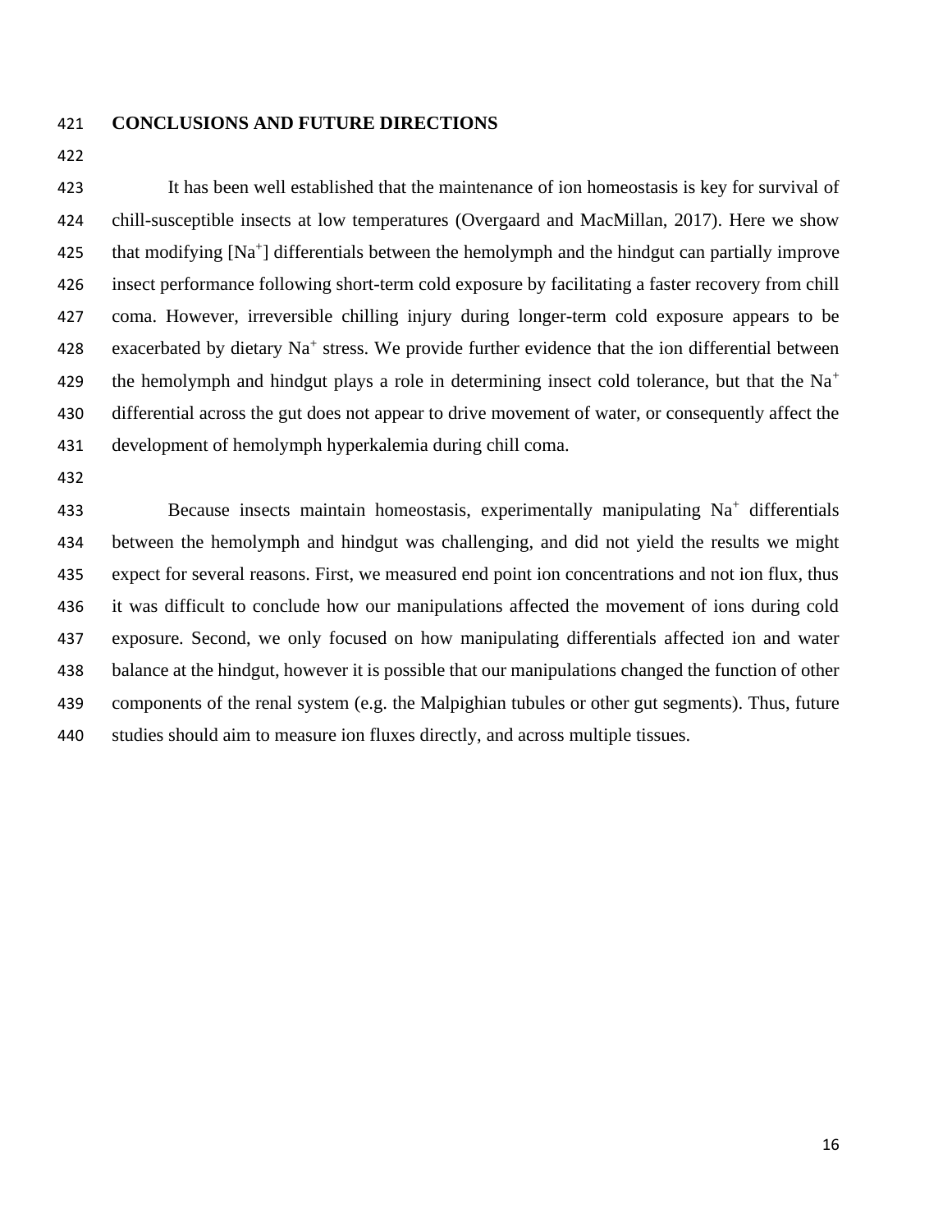## CONCLUSIONS AND FUTURE DIRECTIONS

It has been well established that the maintenance of ion homeostasis is key for survival of chill-susceptible insects at low temperatures (Overgaard and MacMillan, 2017). Here we show that modifying [$Na^+$] differentials between the hemolymph and the hindgut can partially improve insect performance following short-term cold exposure by facilitating a faster recovery from chill coma. However, irreversible chilling injury during longer-term cold exposure appears to be exacerbated by dietary $Na^+$ stress. We provide further evidence that the ion differential between the hemolymph and hindgut plays a role in determining insect cold tolerance, but that the $Na^+$ differential across the gut does not appear to drive movement of water, or consequently affect the development of hemolymph hyperkalemia during chill coma.

Because insects maintain homeostasis, experimentally manipulating $Na^+$ differentials between the hemolymph and hindgut was challenging, and did not yield the results we might expect for several reasons. First, we measured end point ion concentrations and not ion flux, thus it was difficult to conclude how our manipulations affected the movement of ions during cold exposure. Second, we only focused on how manipulating differentials affected ion and water balance at the hindgut, however it is possible that our manipulations changed the function of other components of the renal system (e.g. the Malpighian tubules or other gut segments). Thus, future studies should aim to measure ion fluxes directly, and across multiple tissues.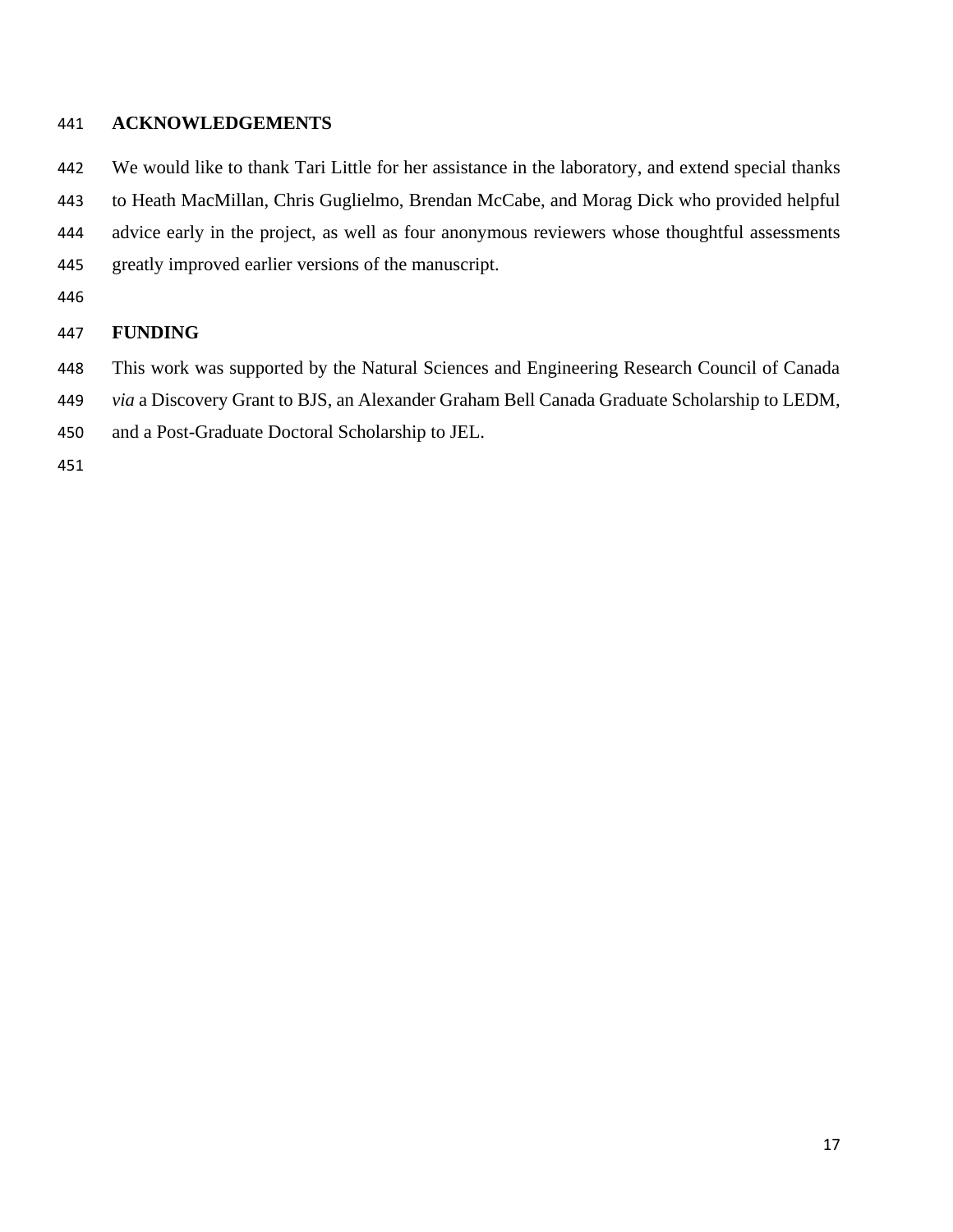## ACKNOWLEDGEMENTS

We would like to thank Tari Little for her assistance in the laboratory, and extend special thanks to Heath MacMillan, Chris Guglielmo, Brendan McCabe, and Morag Dick who provided helpful advice early in the project, as well as four anonymous reviewers whose thoughtful assessments greatly improved earlier versions of the manuscript.

## FUNDING

This work was supported by the Natural Sciences and Engineering Research Council of Canada *via* a Discovery Grant to BJS, an Alexander Graham Bell Canada Graduate Scholarship to LEDM, and a Post-Graduate Doctoral Scholarship to JEL.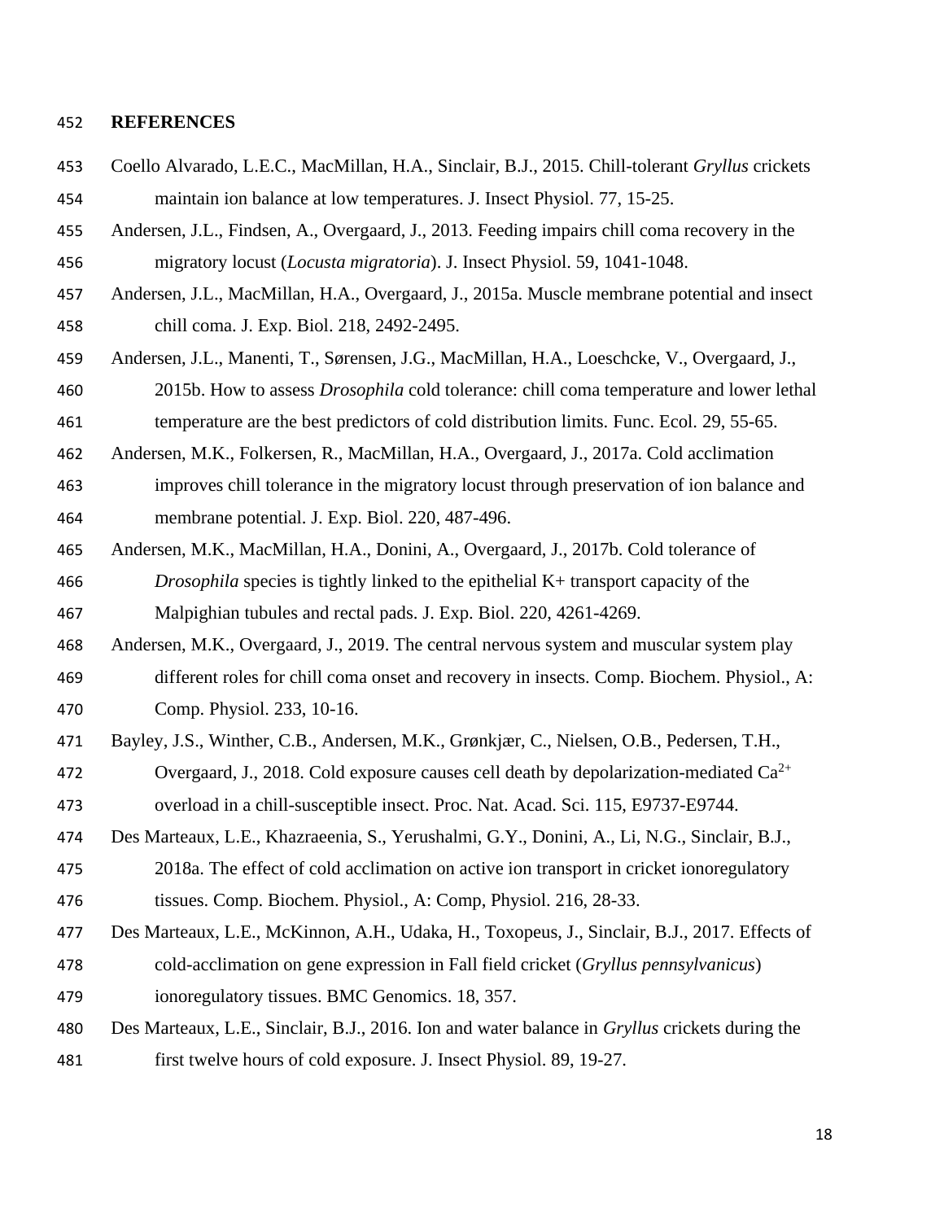**REFERENCES**

Coello Alvarado, L.E.C., MacMillan, H.A., Sinclair, B.J., 2015. Chill-tolerant *Gryllus* crickets maintain ion balance at low temperatures. J. Insect Physiol. 77, 15-25.

Andersen, J.L., Findsen, A., Overgaard, J., 2013. Feeding impairs chill coma recovery in the migratory locust (*Locusta migratoria*). J. Insect Physiol. 59, 1041-1048.

Andersen, J.L., MacMillan, H.A., Overgaard, J., 2015a. Muscle membrane potential and insect chill coma. J. Exp. Biol. 218, 2492-2495.

Andersen, J.L., Manenti, T., Sørensen, J.G., MacMillan, H.A., Loeschcke, V., Overgaard, J., 2015b. How to assess *Drosophila* cold tolerance: chill coma temperature and lower lethal temperature are the best predictors of cold distribution limits. Func. Ecol. 29, 55-65.

Andersen, M.K., Folkersen, R., MacMillan, H.A., Overgaard, J., 2017a. Cold acclimation improves chill tolerance in the migratory locust through preservation of ion balance and membrane potential. J. Exp. Biol. 220, 487-496.

Andersen, M.K., MacMillan, H.A., Donini, A., Overgaard, J., 2017b. Cold tolerance of *Drosophila* species is tightly linked to the epithelial K+ transport capacity of the Malpighian tubules and rectal pads. J. Exp. Biol. 220, 4261-4269.

Andersen, M.K., Overgaard, J., 2019. The central nervous system and muscular system play different roles for chill coma onset and recovery in insects. Comp. Biochem. Physiol., A: Comp. Physiol. 233, 10-16.

Bayley, J.S., Winther, C.B., Andersen, M.K., Grønkjær, C., Nielsen, O.B., Pedersen, T.H., Overgaard, J., 2018. Cold exposure causes cell death by depolarization-mediated $Ca^{2+}$ overload in a chill-susceptible insect. Proc. Nat. Acad. Sci. 115, E9737-E9744.

Des Marteaux, L.E., Khazraeenia, S., Yerushalmi, G.Y., Donini, A., Li, N.G., Sinclair, B.J., 2018a. The effect of cold acclimation on active ion transport in cricket ionoregulatory tissues. Comp. Biochem. Physiol., A: Comp, Physiol. 216, 28-33.

Des Marteaux, L.E., McKinnon, A.H., Udaka, H., Toxopeus, J., Sinclair, B.J., 2017. Effects of cold-acclimation on gene expression in Fall field cricket (*Gryllus pennsylvanicus*) ionoregulatory tissues. BMC Genomics. 18, 357.

Des Marteaux, L.E., Sinclair, B.J., 2016. Ion and water balance in *Gryllus* crickets during the first twelve hours of cold exposure. J. Insect Physiol. 89, 19-27.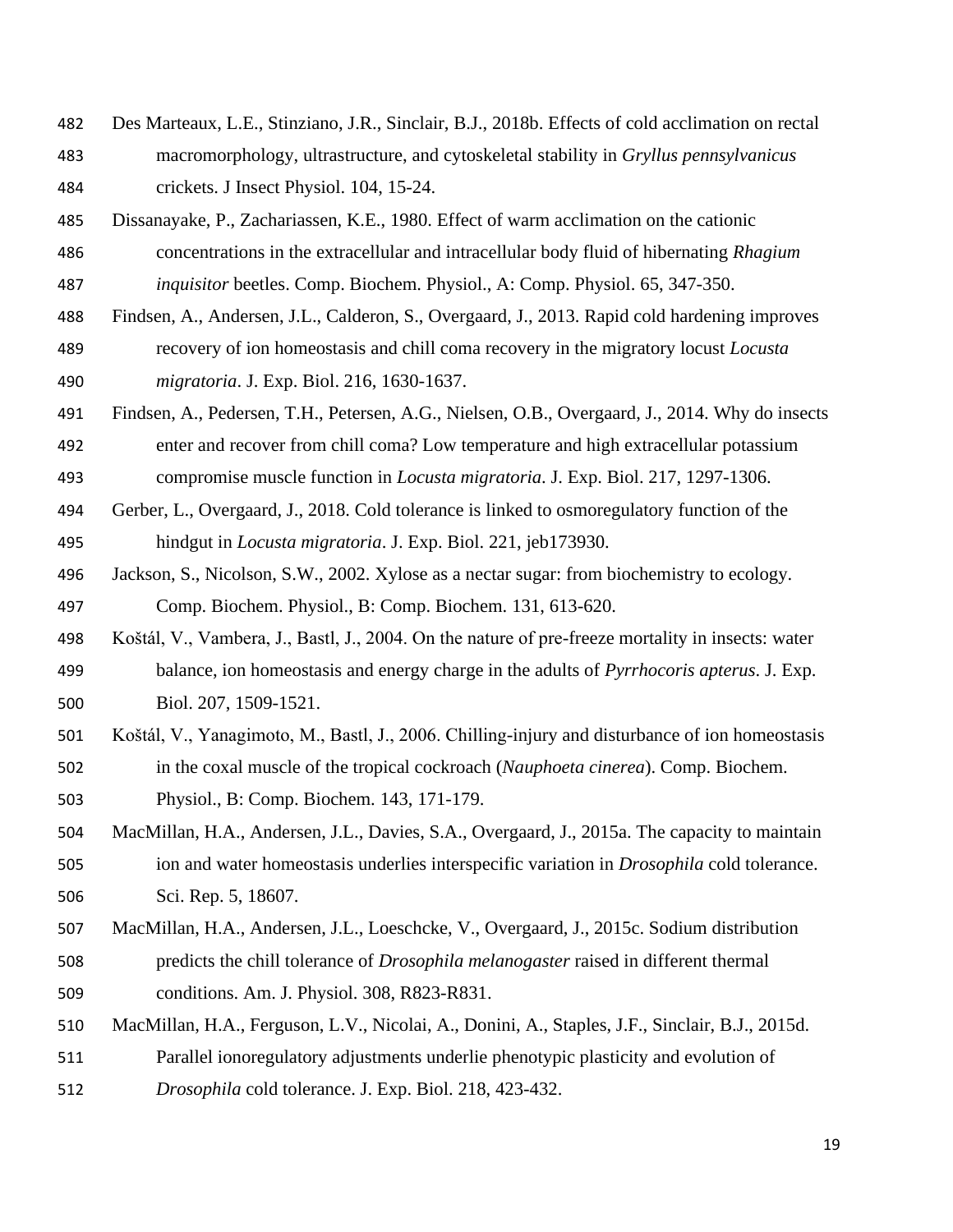Des Marteaux, L.E., Stinziano, J.R., Sinclair, B.J., 2018b. Effects of cold acclimation on rectal macromorphology, ultrastructure, and cytoskeletal stability in *Gryllus pennsylvanicus* crickets. J Insect Physiol. 104, 15-24.

Dissanayake, P., Zachariassen, K.E., 1980. Effect of warm acclimation on the cationic concentrations in the extracellular and intracellular body fluid of hibernating *Rhagium inquisitor* beetles. Comp. Biochem. Physiol., A: Comp. Physiol. 65, 347-350.

Findsen, A., Andersen, J.L., Calderon, S., Overgaard, J., 2013. Rapid cold hardening improves recovery of ion homeostasis and chill coma recovery in the migratory locust *Locusta migratoria*. J. Exp. Biol. 216, 1630-1637.

Findsen, A., Pedersen, T.H., Petersen, A.G., Nielsen, O.B., Overgaard, J., 2014. Why do insects enter and recover from chill coma? Low temperature and high extracellular potassium compromise muscle function in *Locusta migratoria*. J. Exp. Biol. 217, 1297-1306.

Gerber, L., Overgaard, J., 2018. Cold tolerance is linked to osmoregulatory function of the hindgut in *Locusta migratoria*. J. Exp. Biol. 221, jeb173930.

Jackson, S., Nicolson, S.W., 2002. Xylose as a nectar sugar: from biochemistry to ecology. Comp. Biochem. Physiol., B: Comp. Biochem. 131, 613-620.

Koštál, V., Vambera, J., Bastl, J., 2004. On the nature of pre-freeze mortality in insects: water balance, ion homeostasis and energy charge in the adults of *Pyrrhocoris apterus*. J. Exp. Biol. 207, 1509-1521.

Koštál, V., Yanagimoto, M., Bastl, J., 2006. Chilling-injury and disturbance of ion homeostasis in the coxal muscle of the tropical cockroach (*Nauphoeta cinerea*). Comp. Biochem. Physiol., B: Comp. Biochem. 143, 171-179.

MacMillan, H.A., Andersen, J.L., Davies, S.A., Overgaard, J., 2015a. The capacity to maintain ion and water homeostasis underlies interspecific variation in *Drosophila* cold tolerance. Sci. Rep. 5, 18607.

MacMillan, H.A., Andersen, J.L., Loeschcke, V., Overgaard, J., 2015c. Sodium distribution predicts the chill tolerance of *Drosophila melanogaster* raised in different thermal conditions. Am. J. Physiol. 308, R823-R831.

MacMillan, H.A., Ferguson, L.V., Nicolai, A., Donini, A., Staples, J.F., Sinclair, B.J., 2015d. Parallel ionoregulatory adjustments underlie phenotypic plasticity and evolution of *Drosophila* cold tolerance. J. Exp. Biol. 218, 423-432.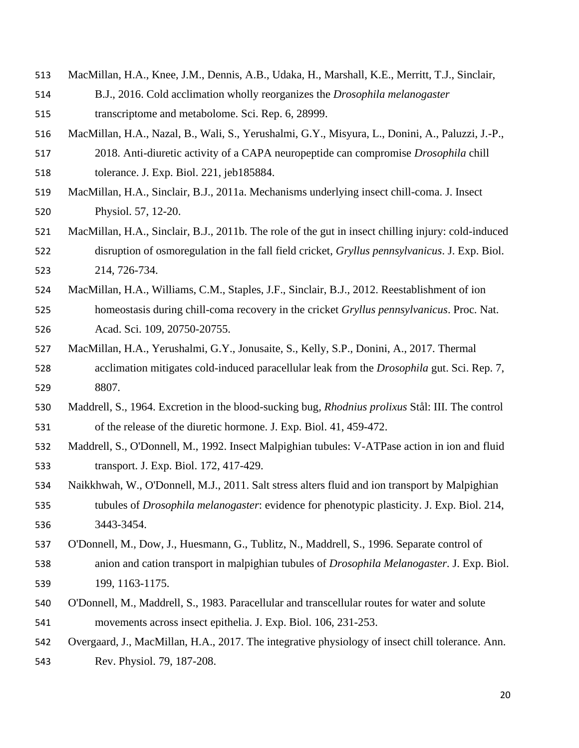MacMillan, H.A., Knee, J.M., Dennis, A.B., Udaka, H., Marshall, K.E., Merritt, T.J., Sinclair, B.J., 2016. Cold acclimation wholly reorganizes the *Drosophila melanogaster* transcriptome and metabolome. Sci. Rep. 6, 28999.

MacMillan, H.A., Nazal, B., Wali, S., Yerushalmi, G.Y., Misyura, L., Donini, A., Paluzzi, J.-P., 2018. Anti-diuretic activity of a CAPA neuropeptide can compromise *Drosophila* chill tolerance. J. Exp. Biol. 221, jeb185884.

MacMillan, H.A., Sinclair, B.J., 2011a. Mechanisms underlying insect chill-coma. J. Insect Physiol. 57, 12-20.

MacMillan, H.A., Sinclair, B.J., 2011b. The role of the gut in insect chilling injury: cold-induced disruption of osmoregulation in the fall field cricket, *Gryllus pennsylvanicus*. J. Exp. Biol. 214, 726-734.

MacMillan, H.A., Williams, C.M., Staples, J.F., Sinclair, B.J., 2012. Reestablishment of ion homeostasis during chill-coma recovery in the cricket *Gryllus pennsylvanicus*. Proc. Nat. Acad. Sci. 109, 20750-20755.

MacMillan, H.A., Yerushalmi, G.Y., Jonusaite, S., Kelly, S.P., Donini, A., 2017. Thermal acclimation mitigates cold-induced paracellular leak from the *Drosophila* gut. Sci. Rep. 7, 8807.

Maddrell, S., 1964. Excretion in the blood-sucking bug, *Rhodnius prolixus* Stål: III. The control of the release of the diuretic hormone. J. Exp. Biol. 41, 459-472.

Maddrell, S., O'Donnell, M., 1992. Insect Malpighian tubules: V-ATPase action in ion and fluid transport. J. Exp. Biol. 172, 417-429.

Naikkhwah, W., O'Donnell, M.J., 2011. Salt stress alters fluid and ion transport by Malpighian tubules of *Drosophila melanogaster*: evidence for phenotypic plasticity. J. Exp. Biol. 214, 3443-3454.

O'Donnell, M., Dow, J., Huesmann, G., Tublitz, N., Maddrell, S., 1996. Separate control of anion and cation transport in malpighian tubules of *Drosophila Melanogaster*. J. Exp. Biol. 199, 1163-1175.

O'Donnell, M., Maddrell, S., 1983. Paracellular and transcellular routes for water and solute movements across insect epithelia. J. Exp. Biol. 106, 231-253.

Overgaard, J., MacMillan, H.A., 2017. The integrative physiology of insect chill tolerance. Ann. Rev. Physiol. 79, 187-208.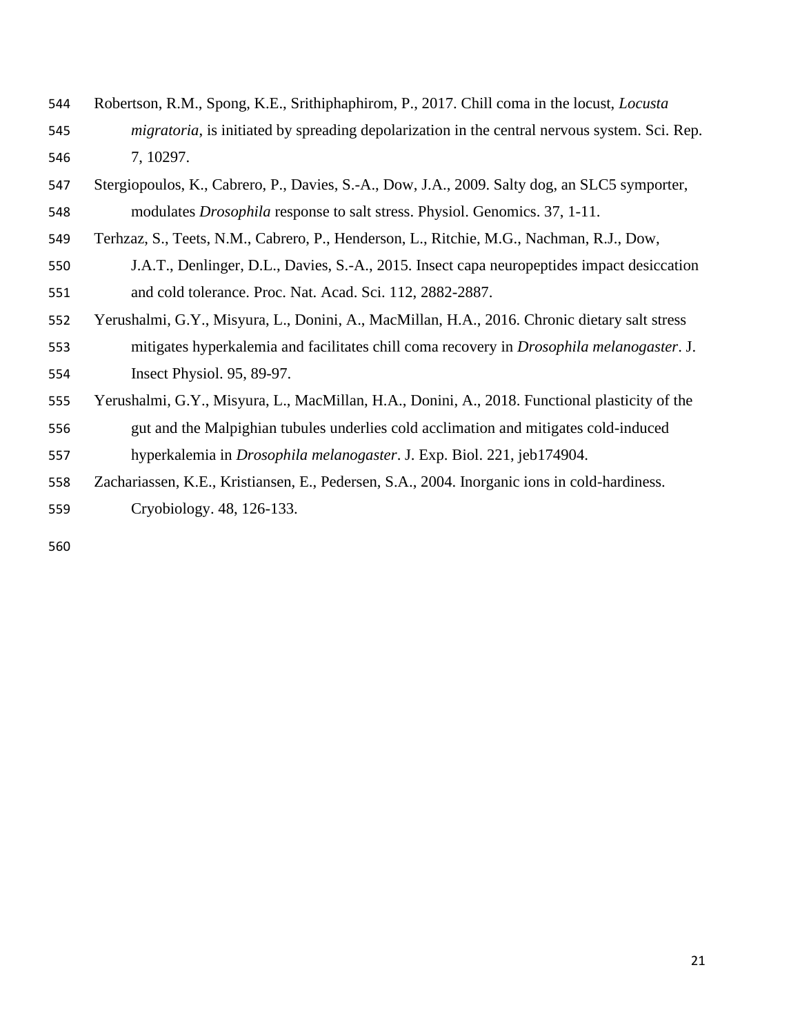Robertson, R.M., Spong, K.E., Srithiphaphirom, P., 2017. Chill coma in the locust, *Locusta migratoria*, is initiated by spreading depolarization in the central nervous system. Sci. Rep. 7, 10297.

Stergiopoulos, K., Cabrero, P., Davies, S.-A., Dow, J.A., 2009. Salty dog, an SLC5 symporter, modulates *Drosophila* response to salt stress. Physiol. Genomics. 37, 1-11.

Terhzaz, S., Teets, N.M., Cabrero, P., Henderson, L., Ritchie, M.G., Nachman, R.J., Dow, J.A.T., Denlinger, D.L., Davies, S.-A., 2015. Insect capa neuropeptides impact desiccation and cold tolerance. Proc. Nat. Acad. Sci. 112, 2882-2887.

Yerushalmi, G.Y., Misyura, L., Donini, A., MacMillan, H.A., 2016. Chronic dietary salt stress mitigates hyperkalemia and facilitates chill coma recovery in *Drosophila melanogaster*. J. Insect Physiol. 95, 89-97.

Yerushalmi, G.Y., Misyura, L., MacMillan, H.A., Donini, A., 2018. Functional plasticity of the gut and the Malpighian tubules underlies cold acclimation and mitigates cold-induced hyperkalemia in *Drosophila melanogaster*. J. Exp. Biol. 221, jeb174904.

Zachariassen, K.E., Kristiansen, E., Pedersen, S.A., 2004. Inorganic ions in cold-hardiness. Cryobiology. 48, 126-133.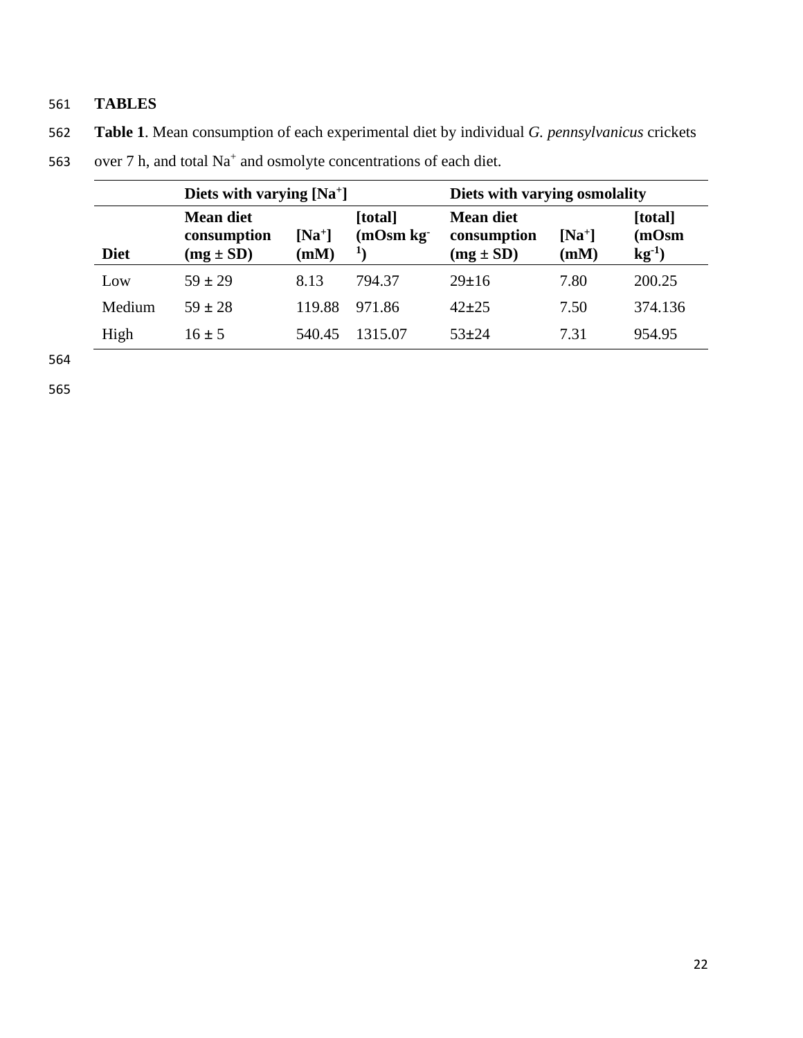# TABLES

**Table 1**. Mean consumption of each experimental diet by individual *G. pennsylvanicus* crickets over 7 h, and total $Na^+$ and osmolyte concentrations of each diet.

| | **Diets with varying $[Na^+]$** | | | **Diets with varying osmolality** | | |
|---|---|---|---|---|---|---|
| **Diet** | **Mean diet consumption (mg ± SD)** | **$[Na^+]$ (mM)** | **[total] (mOsm $kg^{-1}$)** | **Mean diet consumption (mg ± SD)** | **$[Na^+]$ (mM)** | **[total] (mOsm $kg^{-1}$)** |
| Low | 59 ± 29 | 8.13 | 794.37 | 29±16 | 7.80 | 200.25 |
| Medium | 59 ± 28 | 119.88 | 971.86 | 42±25 | 7.50 | 374.136 |
| High | 16 ± 5 | 540.45 | 1315.07 | 53±24 | 7.31 | 954.95 |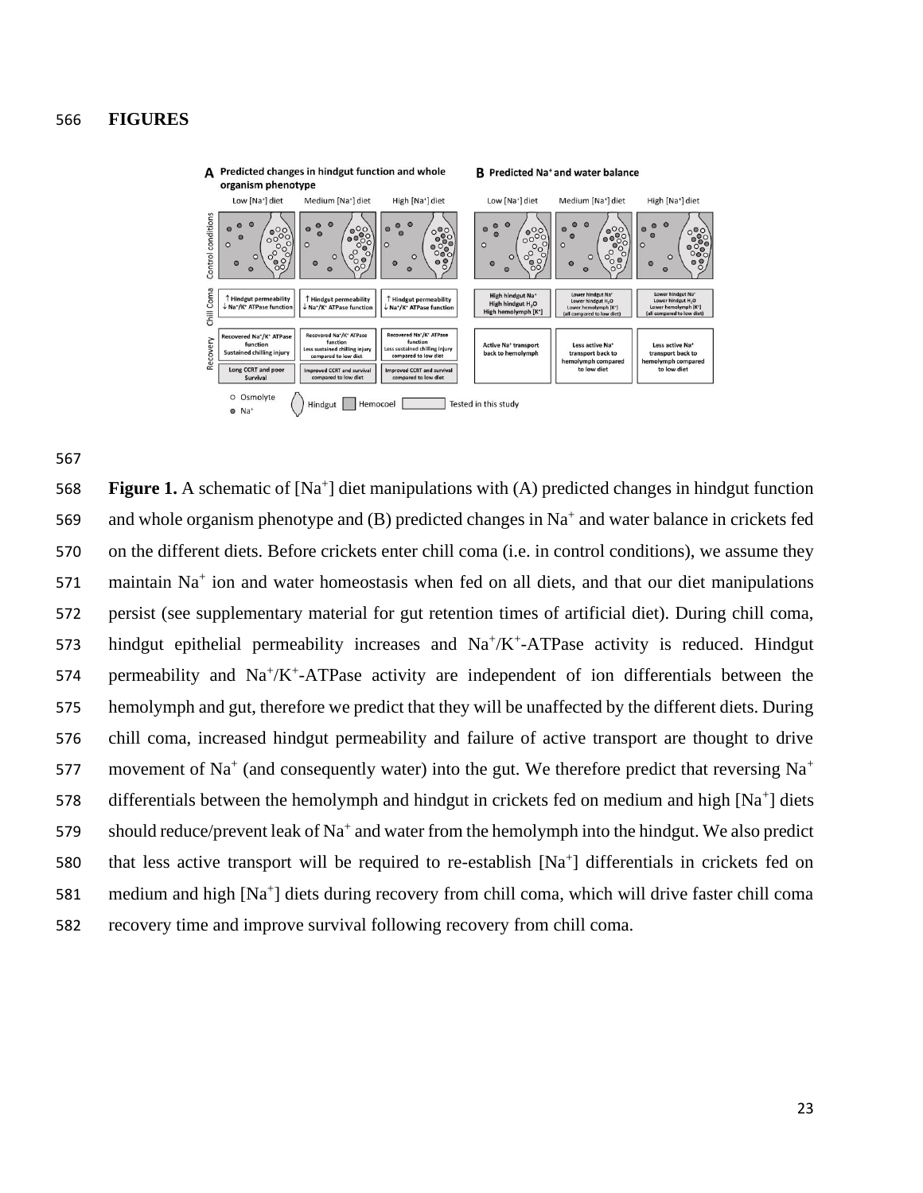## FIGURES

**Figure 1.** A schematic of [$Na^+$] diet manipulations with (A) predicted changes in hindgut function and whole organism phenotype and (B) predicted changes in $Na^+$ and water balance in crickets fed on the different diets. Before crickets enter chill coma (i.e. in control conditions), we assume they maintain $Na^+$ ion and water homeostasis when fed on all diets, and that our diet manipulations persist (see supplementary material for gut retention times of artificial diet). During chill coma, hindgut epithelial permeability increases and $Na^+/K^+$-ATPase activity is reduced. Hindgut permeability and $Na^+/K^+$-ATPase activity are independent of ion differentials between the hemolymph and gut, therefore we predict that they will be unaffected by the different diets. During chill coma, increased hindgut permeability and failure of active transport are thought to drive movement of $Na^+$ (and consequently water) into the gut. We therefore predict that reversing $Na^+$ differentials between the hemolymph and hindgut in crickets fed on medium and high [$Na^+$] diets should reduce/prevent leak of $Na^+$ and water from the hemolymph into the hindgut. We also predict that less active transport will be required to re-establish [$Na^+$] differentials in crickets fed on medium and high [$Na^+$] diets during recovery from chill coma, which will drive faster chill coma recovery time and improve survival following recovery from chill coma.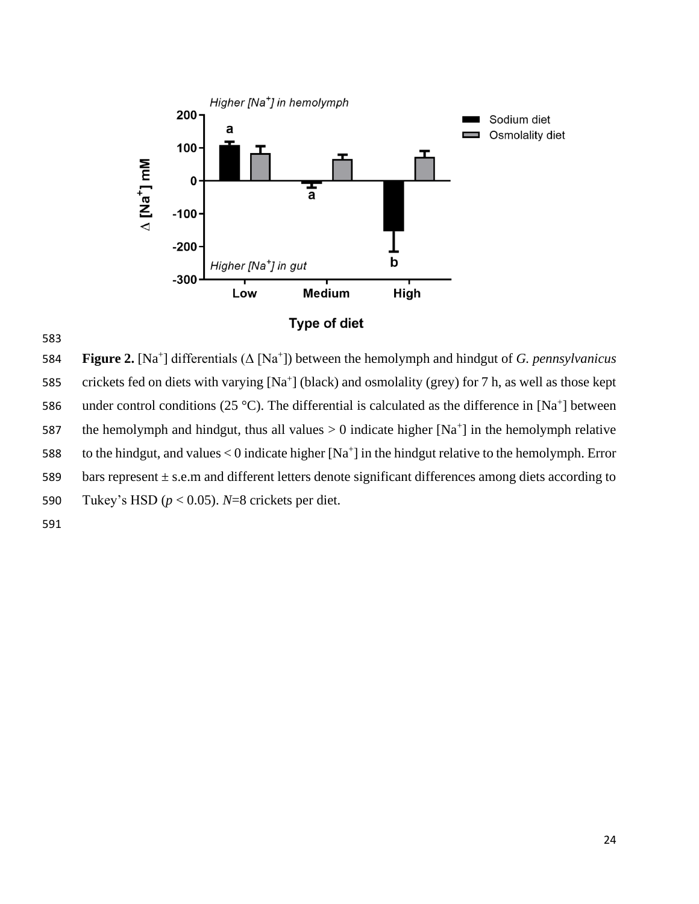**Figure 2.** [$Na^+$] differentials ($\Delta$ [$Na^+$]) between the hemolymph and hindgut of *G. pennsylvanicus* crickets fed on diets with varying [$Na^+$] (black) and osmolality (grey) for 7 h, as well as those kept under control conditions (25 °C). The differential is calculated as the difference in [$Na^+$] between the hemolymph and hindgut, thus all values $> 0$ indicate higher [$Na^+$] in the hemolymph relative to the hindgut, and values $< 0$ indicate higher [$Na^+$] in the hindgut relative to the hemolymph. Error bars represent ± s.e.m and different letters denote significant differences among diets according to Tukey's HSD ($p < 0.05$). $N$=8 crickets per diet.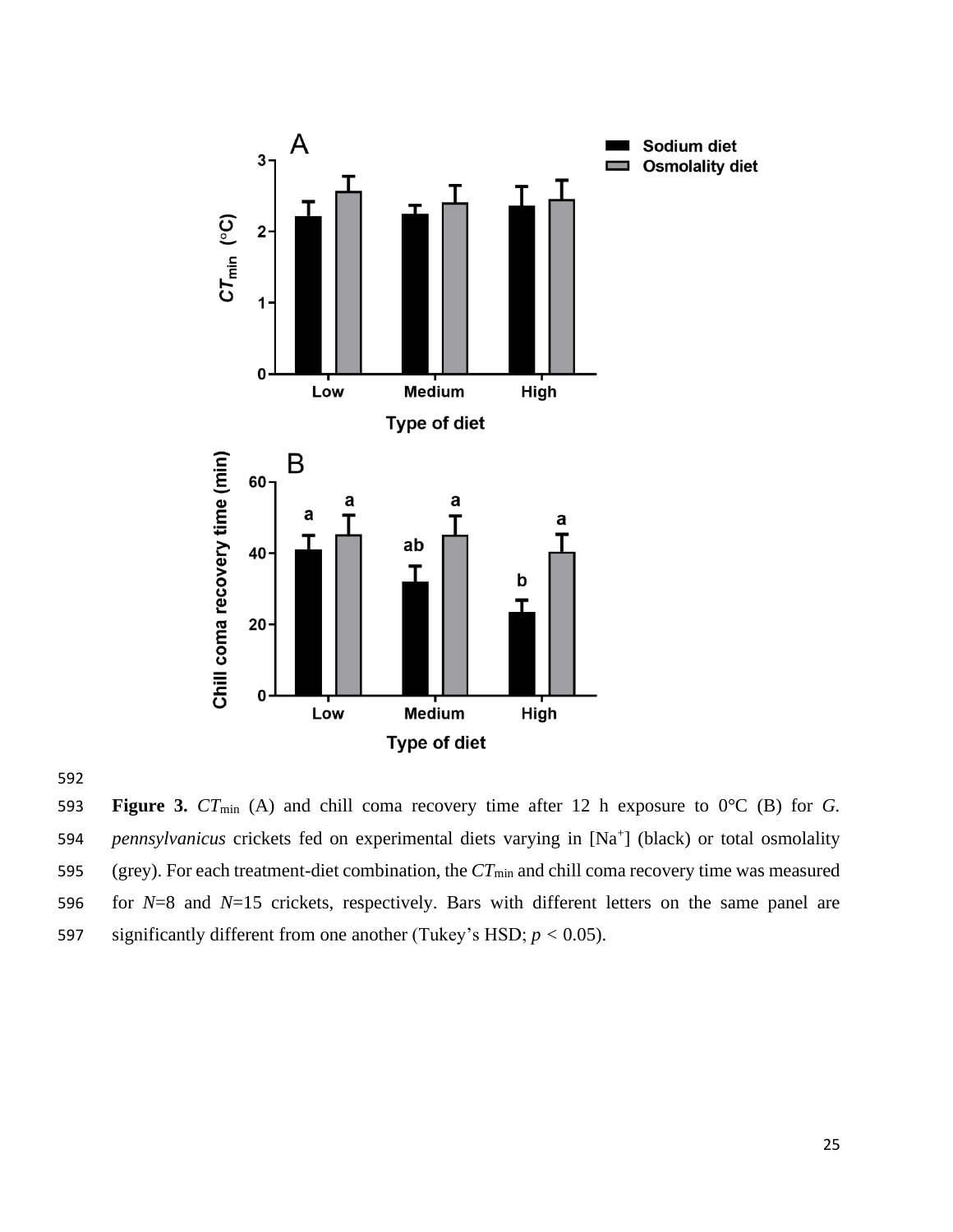**Figure 3.** $CT_{min}$ (A) and chill coma recovery time after 12 h exposure to 0°C (B) for *G. pennsylvanicus* crickets fed on experimental diets varying in $[Na^+]$ (black) or total osmolality (grey). For each treatment-diet combination, the $CT_{min}$ and chill coma recovery time was measured for $N$=8 and $N$=15 crickets, respectively. Bars with different letters on the same panel are significantly different from one another (Tukey's HSD; $p < 0.05$).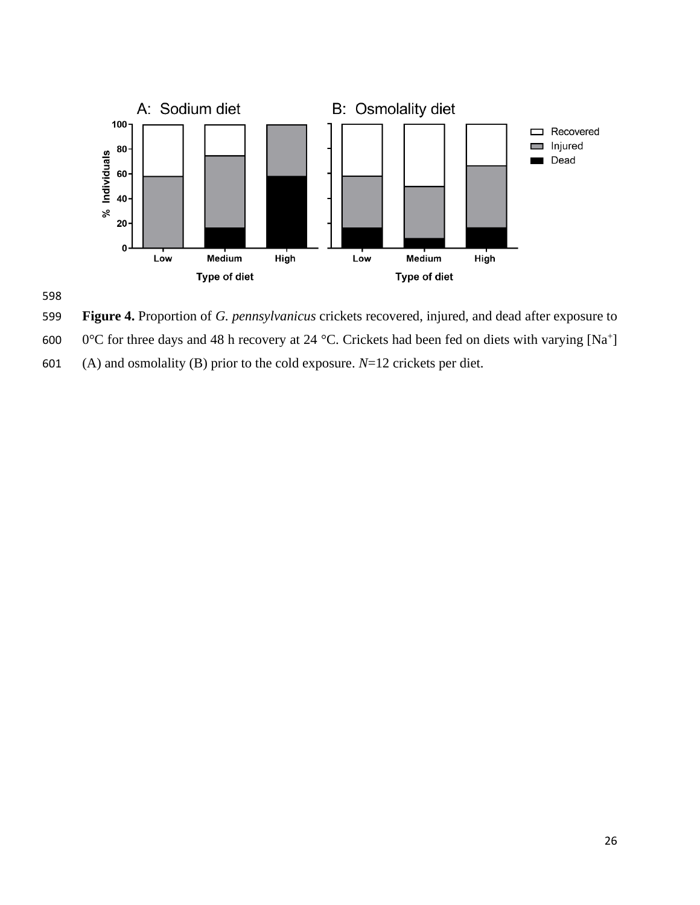**Figure 4.** Proportion of *G. pennsylvanicus* crickets recovered, injured, and dead after exposure to 0°C for three days and 48 h recovery at 24 °C. Crickets had been fed on diets with varying [$Na^+$] (A) and osmolality (B) prior to the cold exposure. *N*=12 crickets per diet.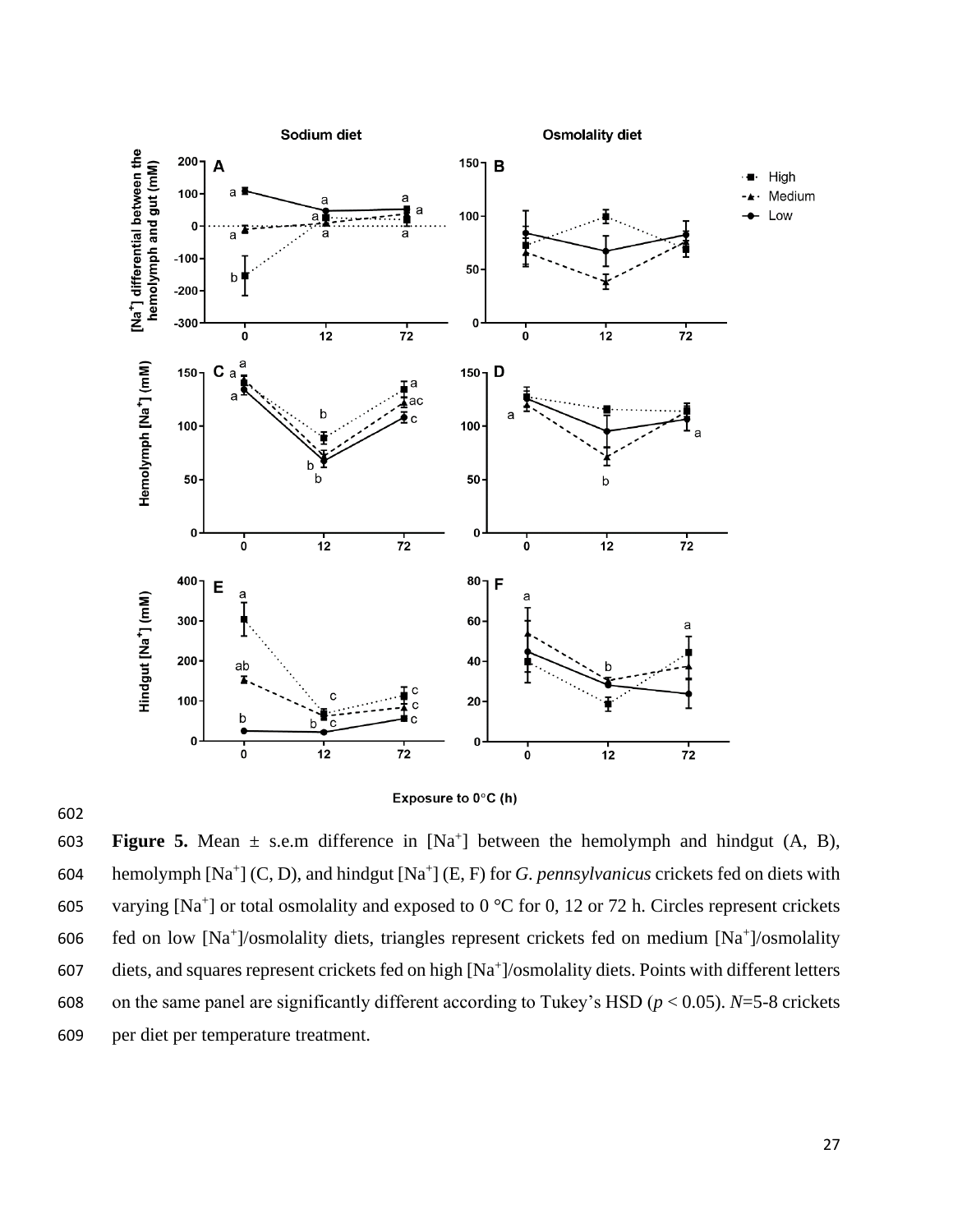**Figure 5.** Mean ± s.e.m difference in [$Na^+$] between the hemolymph and hindgut (A, B), hemolymph [$Na^+$] (C, D), and hindgut [$Na^+$] (E, F) for *G. pennsylvanicus* crickets fed on diets with varying [$Na^+$] or total osmolality and exposed to 0 °C for 0, 12 or 72 h. Circles represent crickets fed on low [$Na^+$]/osmolality diets, triangles represent crickets fed on medium [$Na^+$]/osmolality diets, and squares represent crickets fed on high [$Na^+$]/osmolality diets. Points with different letters on the same panel are significantly different according to Tukey's HSD ($p < 0.05$). $N$=5-8 crickets per diet per temperature treatment.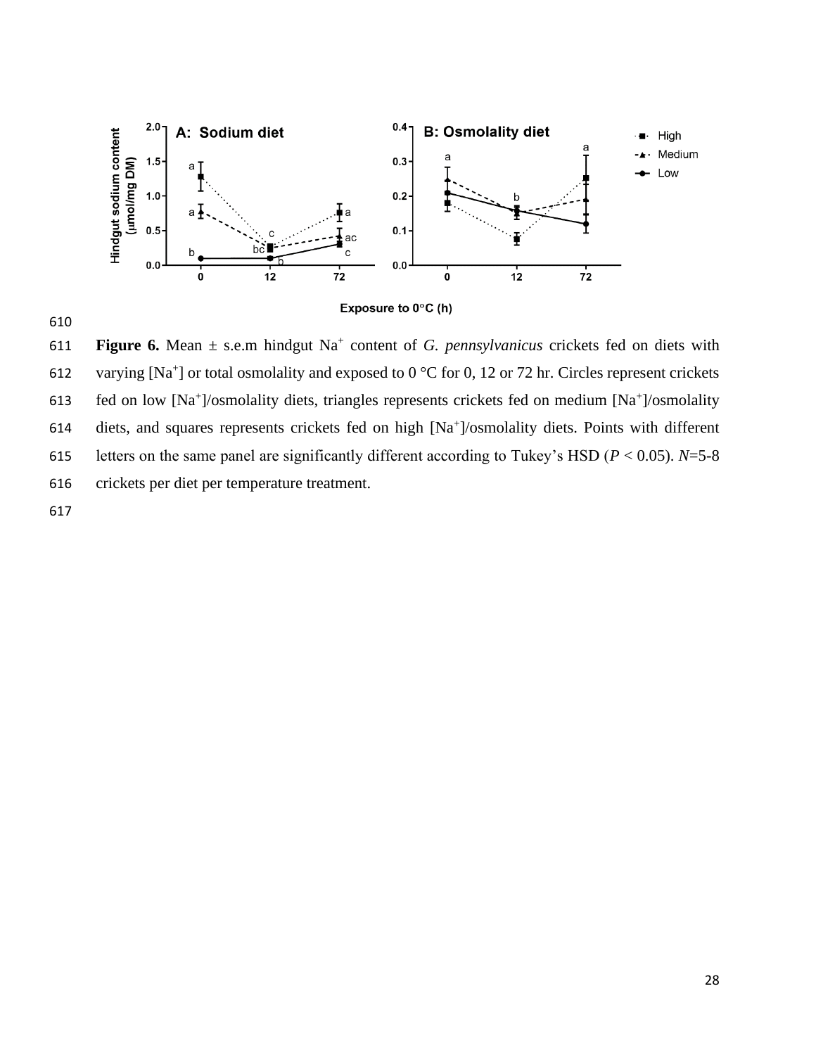**Figure 6.** Mean ± s.e.m hindgut $Na^+$ content of *G. pennsylvanicus* crickets fed on diets with varying $[Na^+]$ or total osmolality and exposed to 0 °C for 0, 12 or 72 hr. Circles represent crickets fed on low $[Na^+]$/osmolality diets, triangles represents crickets fed on medium $[Na^+]$/osmolality diets, and squares represents crickets fed on high $[Na^+]$/osmolality diets. Points with different letters on the same panel are significantly different according to Tukey's HSD ($P < 0.05$). $N$=5-8 crickets per diet per temperature treatment.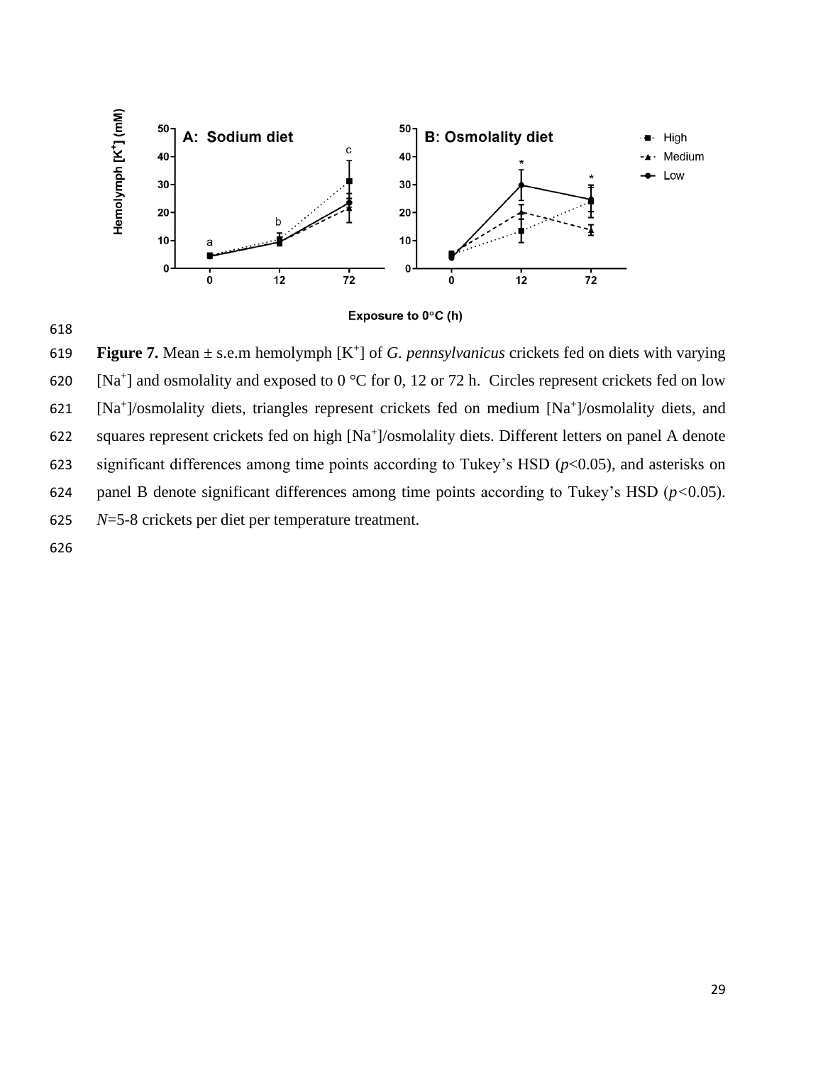**Figure 7.** Mean ± s.e.m hemolymph [$K^+$] of *G. pennsylvanicus* crickets fed on diets with varying [$Na^+$] and osmolality and exposed to 0 °C for 0, 12 or 72 h. Circles represent crickets fed on low [$Na^+$]/osmolality diets, triangles represent crickets fed on medium [$Na^+$]/osmolality diets, and squares represent crickets fed on high [$Na^+$]/osmolality diets. Different letters on panel A denote significant differences among time points according to Tukey's HSD ($p$<0.05), and asterisks on panel B denote significant differences among time points according to Tukey's HSD ($p$<0.05). $N$=5-8 crickets per diet per temperature treatment.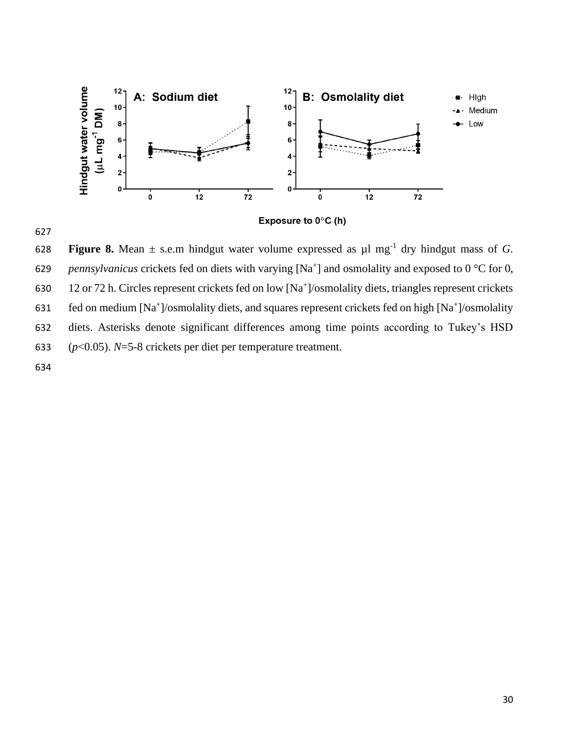Hindgut water volume ($\mu$L mg$^{-1}$ DM)

A: Sodium diet

B: Osmolality diet

12
10
8
6
4
2
0

0
12
72

High
Medium
Low

Exposure to 0°C (h)

**Figure 8.** Mean ± s.e.m hindgut water volume expressed as µl mg$^{-1}$ dry hindgut mass of *G. pennsylvanicus* crickets fed on diets with varying [$Na^+$] and osmolality and exposed to 0 °C for 0, 12 or 72 h. Circles represent crickets fed on low [$Na^+$]/osmolality diets, triangles represent crickets fed on medium [$Na^+$]/osmolality diets, and squares represent crickets fed on high [$Na^+$]/osmolality diets. Asterisks denote significant differences among time points according to Tukey's HSD ($p$<0.05). $N$=5-8 crickets per diet per temperature treatment.